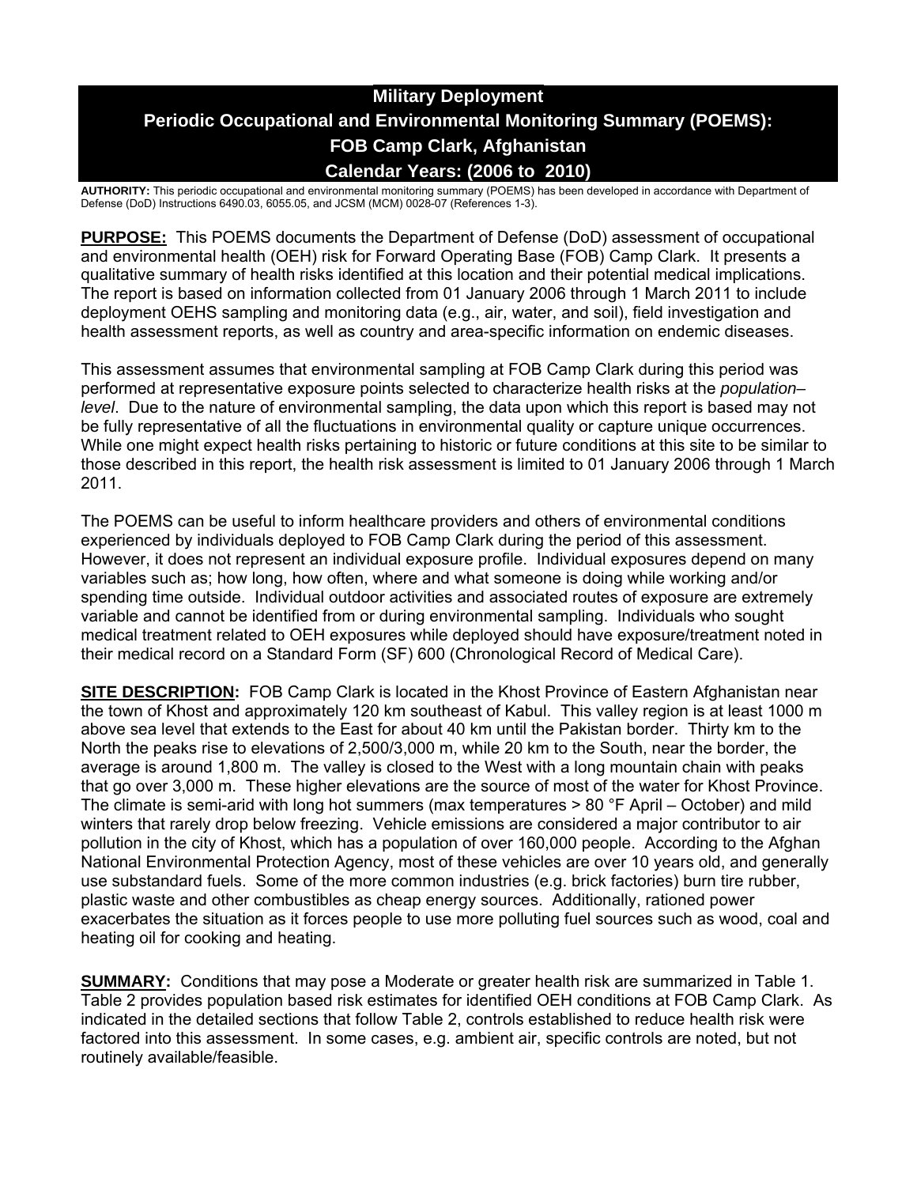# Military Deployment
# Periodic Occupational and Environmental Monitoring Summary (POEMS): FOB Camp Clark, Afghanistan
# Calendar Years: (2006 to 2010)

**AUTHORITY:** This periodic occupational and environmental monitoring summary (POEMS) has been developed in accordance with Department of Defense (DoD) Instructions 6490.03, 6055.05, and JCSM (MCM) 0028-07 (References 1-3).

**PURPOSE:** This POEMS documents the Department of Defense (DoD) assessment of occupational and environmental health (OEH) risk for Forward Operating Base (FOB) Camp Clark. It presents a qualitative summary of health risks identified at this location and their potential medical implications. The report is based on information collected from 01 January 2006 through 1 March 2011 to include deployment OEHS sampling and monitoring data (e.g., air, water, and soil), field investigation and health assessment reports, as well as country and area-specific information on endemic diseases.

This assessment assumes that environmental sampling at FOB Camp Clark during this period was performed at representative exposure points selected to characterize health risks at the *population–level*. Due to the nature of environmental sampling, the data upon which this report is based may not be fully representative of all the fluctuations in environmental quality or capture unique occurrences. While one might expect health risks pertaining to historic or future conditions at this site to be similar to those described in this report, the health risk assessment is limited to 01 January 2006 through 1 March 2011.

The POEMS can be useful to inform healthcare providers and others of environmental conditions experienced by individuals deployed to FOB Camp Clark during the period of this assessment. However, it does not represent an individual exposure profile. Individual exposures depend on many variables such as; how long, how often, where and what someone is doing while working and/or spending time outside. Individual outdoor activities and associated routes of exposure are extremely variable and cannot be identified from or during environmental sampling. Individuals who sought medical treatment related to OEH exposures while deployed should have exposure/treatment noted in their medical record on a Standard Form (SF) 600 (Chronological Record of Medical Care).

**SITE DESCRIPTION:** FOB Camp Clark is located in the Khost Province of Eastern Afghanistan near the town of Khost and approximately 120 km southeast of Kabul. This valley region is at least 1000 m above sea level that extends to the East for about 40 km until the Pakistan border. Thirty km to the North the peaks rise to elevations of 2,500/3,000 m, while 20 km to the South, near the border, the average is around 1,800 m. The valley is closed to the West with a long mountain chain with peaks that go over 3,000 m. These higher elevations are the source of most of the water for Khost Province. The climate is semi-arid with long hot summers (max temperatures > 80 °F April – October) and mild winters that rarely drop below freezing. Vehicle emissions are considered a major contributor to air pollution in the city of Khost, which has a population of over 160,000 people. According to the Afghan National Environmental Protection Agency, most of these vehicles are over 10 years old, and generally use substandard fuels. Some of the more common industries (e.g. brick factories) burn tire rubber, plastic waste and other combustibles as cheap energy sources. Additionally, rationed power exacerbates the situation as it forces people to use more polluting fuel sources such as wood, coal and heating oil for cooking and heating.

**SUMMARY:** Conditions that may pose a Moderate or greater health risk are summarized in Table 1. Table 2 provides population based risk estimates for identified OEH conditions at FOB Camp Clark. As indicated in the detailed sections that follow Table 2, controls established to reduce health risk were factored into this assessment. In some cases, e.g. ambient air, specific controls are noted, but not routinely available/feasible.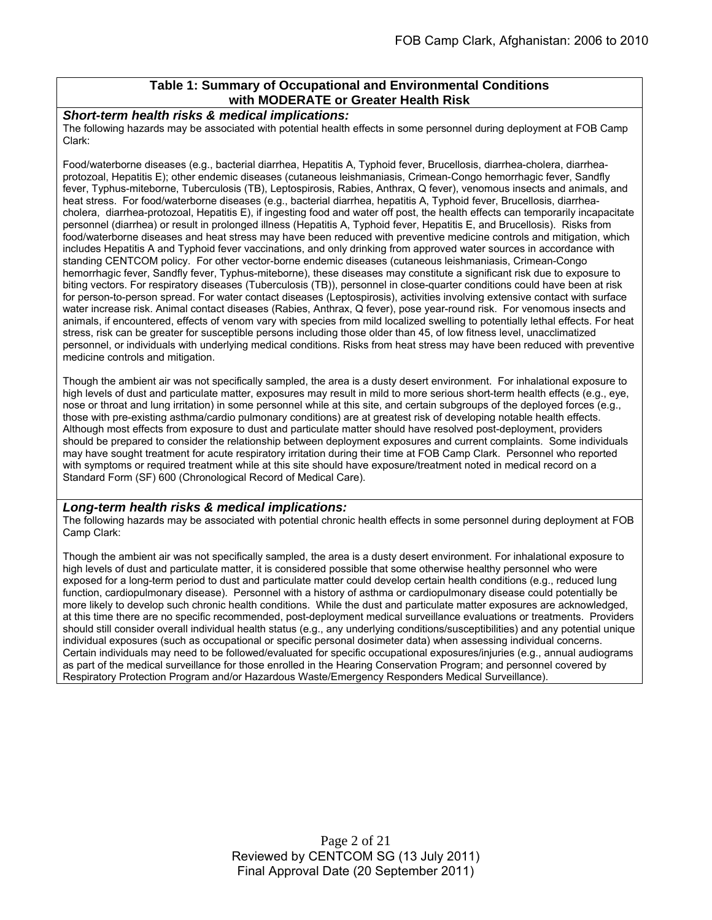## Table 1: Summary of Occupational and Environmental Conditions with MODERATE or Greater Health Risk

***Short-term health risks & medical implications:***

The following hazards may be associated with potential health effects in some personnel during deployment at FOB Camp Clark:

Food/waterborne diseases (e.g., bacterial diarrhea, Hepatitis A, Typhoid fever, Brucellosis, diarrhea-cholera, diarrhea-protozoal, Hepatitis E); other endemic diseases (cutaneous leishmaniasis, Crimean-Congo hemorrhagic fever, Sandfly fever, Typhus-miteborne, Tuberculosis (TB), Leptospirosis, Rabies, Anthrax, Q fever), venomous insects and animals, and heat stress. For food/waterborne diseases (e.g., bacterial diarrhea, hepatitis A, Typhoid fever, Brucellosis, diarrhea-cholera, diarrhea-protozoal, Hepatitis E), if ingesting food and water off post, the health effects can temporarily incapacitate personnel (diarrhea) or result in prolonged illness (Hepatitis A, Typhoid fever, Hepatitis E, and Brucellosis). Risks from food/waterborne diseases and heat stress may have been reduced with preventive medicine controls and mitigation, which includes Hepatitis A and Typhoid fever vaccinations, and only drinking from approved water sources in accordance with standing CENTCOM policy. For other vector-borne endemic diseases (cutaneous leishmaniasis, Crimean-Congo hemorrhagic fever, Sandfly fever, Typhus-miteborne), these diseases may constitute a significant risk due to exposure to biting vectors. For respiratory diseases (Tuberculosis (TB)), personnel in close-quarter conditions could have been at risk for person-to-person spread. For water contact diseases (Leptospirosis), activities involving extensive contact with surface water increase risk. Animal contact diseases (Rabies, Anthrax, Q fever), pose year-round risk. For venomous insects and animals, if encountered, effects of venom vary with species from mild localized swelling to potentially lethal effects. For heat stress, risk can be greater for susceptible persons including those older than 45, of low fitness level, unacclimatized personnel, or individuals with underlying medical conditions. Risks from heat stress may have been reduced with preventive medicine controls and mitigation.

Though the ambient air was not specifically sampled, the area is a dusty desert environment. For inhalational exposure to high levels of dust and particulate matter, exposures may result in mild to more serious short-term health effects (e.g., eye, nose or throat and lung irritation) in some personnel while at this site, and certain subgroups of the deployed forces (e.g., those with pre-existing asthma/cardio pulmonary conditions) are at greatest risk of developing notable health effects. Although most effects from exposure to dust and particulate matter should have resolved post-deployment, providers should be prepared to consider the relationship between deployment exposures and current complaints. Some individuals may have sought treatment for acute respiratory irritation during their time at FOB Camp Clark. Personnel who reported with symptoms or required treatment while at this site should have exposure/treatment noted in medical record on a Standard Form (SF) 600 (Chronological Record of Medical Care).

***Long-term health risks & medical implications:***

The following hazards may be associated with potential chronic health effects in some personnel during deployment at FOB Camp Clark:

Though the ambient air was not specifically sampled, the area is a dusty desert environment. For inhalational exposure to high levels of dust and particulate matter, it is considered possible that some otherwise healthy personnel who were exposed for a long-term period to dust and particulate matter could develop certain health conditions (e.g., reduced lung function, cardiopulmonary disease). Personnel with a history of asthma or cardiopulmonary disease could potentially be more likely to develop such chronic health conditions. While the dust and particulate matter exposures are acknowledged, at this time there are no specific recommended, post-deployment medical surveillance evaluations or treatments. Providers should still consider overall individual health status (e.g., any underlying conditions/susceptibilities) and any potential unique individual exposures (such as occupational or specific personal dosimeter data) when assessing individual concerns. Certain individuals may need to be followed/evaluated for specific occupational exposures/injuries (e.g., annual audiograms as part of the medical surveillance for those enrolled in the Hearing Conservation Program; and personnel covered by Respiratory Protection Program and/or Hazardous Waste/Emergency Responders Medical Surveillance).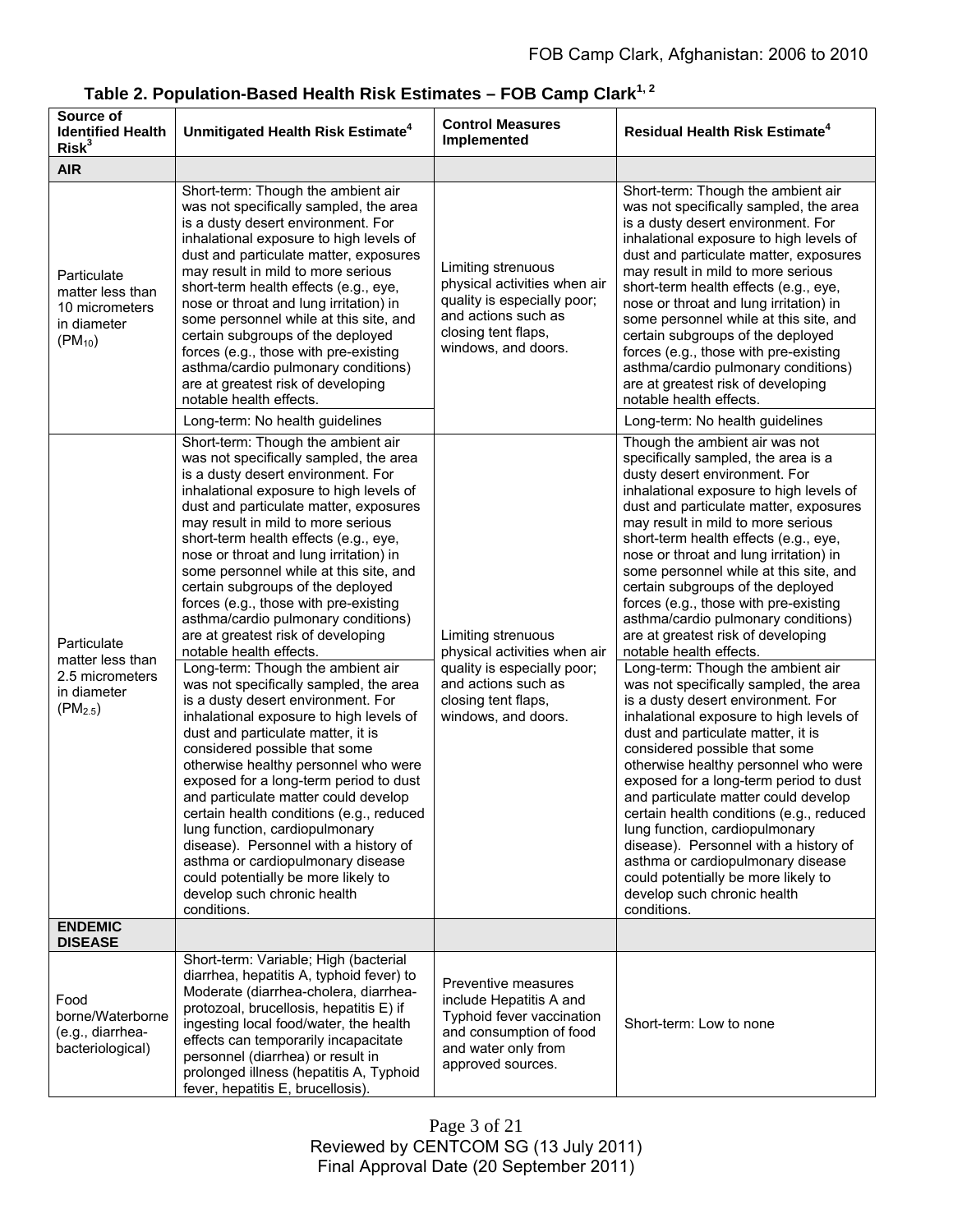**Table 2. Population-Based Health Risk Estimates – FOB Camp Clark[1, 2]**

| Source of Identified Health Risk[3] | Unmitigated Health Risk Estimate[4] | Control Measures Implemented | Residual Health Risk Estimate[4] |
|---|---|---|---|
| **AIR** | | | |
| Particulate matter less than 10 micrometers in diameter ($PM_{10}$) | Short-term: Though the ambient air was not specifically sampled, the area is a dusty desert environment. For inhalational exposure to high levels of dust and particulate matter, exposures may result in mild to more serious short-term health effects (e.g., eye, nose or throat and lung irritation) in some personnel while at this site, and certain subgroups of the deployed forces (e.g., those with pre-existing asthma/cardio pulmonary conditions) are at greatest risk of developing notable health effects.<br>Long-term: No health guidelines | Limiting strenuous physical activities when air quality is especially poor; and actions such as closing tent flaps, windows, and doors. | Short-term: Though the ambient air was not specifically sampled, the area is a dusty desert environment. For inhalational exposure to high levels of dust and particulate matter, exposures may result in mild to more serious short-term health effects (e.g., eye, nose or throat and lung irritation) in some personnel while at this site, and certain subgroups of the deployed forces (e.g., those with pre-existing asthma/cardio pulmonary conditions) are at greatest risk of developing notable health effects.<br>Long-term: No health guidelines |
| Particulate matter less than 2.5 micrometers in diameter ($PM_{2.5}$) | Short-term: Though the ambient air was not specifically sampled, the area is a dusty desert environment. For inhalational exposure to high levels of dust and particulate matter, exposures may result in mild to more serious short-term health effects (e.g., eye, nose or throat and lung irritation) in some personnel while at this site, and certain subgroups of the deployed forces (e.g., those with pre-existing asthma/cardio pulmonary conditions) are at greatest risk of developing notable health effects.<br>Long-term: Though the ambient air was not specifically sampled, the area is a dusty desert environment. For inhalational exposure to high levels of dust and particulate matter, it is considered possible that some otherwise healthy personnel who were exposed for a long-term period to dust and particulate matter could develop certain health conditions (e.g., reduced lung function, cardiopulmonary disease). Personnel with a history of asthma or cardiopulmonary disease could potentially be more likely to develop such chronic health conditions. | Limiting strenuous physical activities when air quality is especially poor; and actions such as closing tent flaps, windows, and doors. | Though the ambient air was not specifically sampled, the area is a dusty desert environment. For inhalational exposure to high levels of dust and particulate matter, exposures may result in mild to more serious short-term health effects (e.g., eye, nose or throat and lung irritation) in some personnel while at this site, and certain subgroups of the deployed forces (e.g., those with pre-existing asthma/cardio pulmonary conditions) are at greatest risk of developing notable health effects.<br>Long-term: Though the ambient air was not specifically sampled, the area is a dusty desert environment. For inhalational exposure to high levels of dust and particulate matter, it is considered possible that some otherwise healthy personnel who were exposed for a long-term period to dust and particulate matter could develop certain health conditions (e.g., reduced lung function, cardiopulmonary disease). Personnel with a history of asthma or cardiopulmonary disease could potentially be more likely to develop such chronic health conditions. |
| **ENDEMIC DISEASE** | | | |
| Food borne/Waterborne (e.g., diarrhea-bacteriological) | Short-term: Variable; High (bacterial diarrhea, hepatitis A, typhoid fever) to Moderate (diarrhea-cholera, diarrhea-protozoal, brucellosis, hepatitis E) if ingesting local food/water, the health effects can temporarily incapacitate personnel (diarrhea) or result in prolonged illness (hepatitis A, Typhoid fever, hepatitis E, brucellosis). | Preventive measures include Hepatitis A and Typhoid fever vaccination and consumption of food and water only from approved sources. | Short-term: Low to none |

Reviewed by CENTCOM SG (13 July 2011)
Final Approval Date (20 September 2011)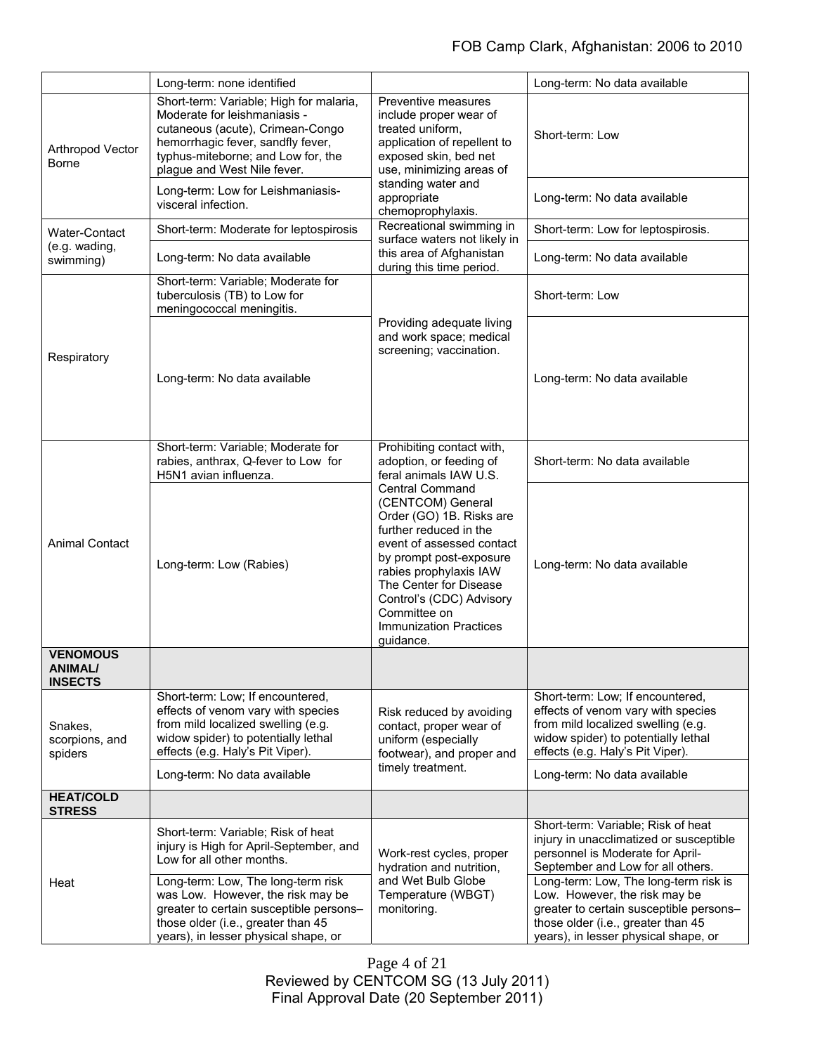| | | | |
|---|---|---|---|
| | Long-term: none identified | | Long-term: No data available |
| Arthropod Vector Borne | Short-term: Variable; High for malaria, Moderate for leishmaniasis - cutaneous (acute), Crimean-Congo hemorrhagic fever, sandfly fever, typhus-miteborne; and Low for, the plague and West Nile fever. | Preventive measures include proper wear of treated uniform, application of repellent to exposed skin, bed net use, minimizing areas of standing water and appropriate chemoprophylaxis. | Short-term: Low |
| | Long-term: Low for Leishmaniasis-visceral infection. | | Long-term: No data available |
| Water-Contact (e.g. wading, swimming) | Short-term: Moderate for leptospirosis | Recreational swimming in surface waters not likely in this area of Afghanistan during this time period. | Short-term: Low for leptospirosis. |
| | Long-term: No data available | | Long-term: No data available |
| Respiratory | Short-term: Variable; Moderate for tuberculosis (TB) to Low for meningococcal meningitis. | Providing adequate living and work space; medical screening; vaccination. | Short-term: Low |
| | Long-term: No data available | | Long-term: No data available |
| Animal Contact | Short-term: Variable; Moderate for rabies, anthrax, Q-fever to Low for H5N1 avian influenza. | Prohibiting contact with, adoption, or feeding of feral animals IAW U.S. Central Command (CENTCOM) General Order (GO) 1B. Risks are further reduced in the event of assessed contact by prompt post-exposure rabies prophylaxis IAW The Center for Disease Control's (CDC) Advisory Committee on Immunization Practices guidance. | Short-term: No data available |
| | Long-term: Low (Rabies) | | Long-term: No data available |
| **VENOMOUS ANIMAL/ INSECTS** | | | |
| Snakes, scorpions, and spiders | Short-term: Low; If encountered, effects of venom vary with species from mild localized swelling (e.g. widow spider) to potentially lethal effects (e.g. Haly's Pit Viper). | Risk reduced by avoiding contact, proper wear of uniform (especially footwear), and proper and timely treatment. | Short-term: Low; If encountered, effects of venom vary with species from mild localized swelling (e.g. widow spider) to potentially lethal effects (e.g. Haly's Pit Viper). |
| | Long-term: No data available | | Long-term: No data available |
| **HEAT/COLD STRESS** | | | |
| Heat | Short-term: Variable; Risk of heat injury is High for April-September, and Low for all other months. | Work-rest cycles, proper hydration and nutrition, and Wet Bulb Globe Temperature (WBGT) monitoring. | Short-term: Variable; Risk of heat injury in unacclimatized or susceptible personnel is Moderate for April-September and Low for all others. |
| | Long-term: Low, The long-term risk was Low. However, the risk may be greater to certain susceptible persons– those older (i.e., greater than 45 years), in lesser physical shape, or | | Long-term: Low, The long-term risk is Low. However, the risk may be greater to certain susceptible persons– those older (i.e., greater than 45 years), in lesser physical shape, or |

Reviewed by CENTCOM SG (13 July 2011)
Final Approval Date (20 September 2011)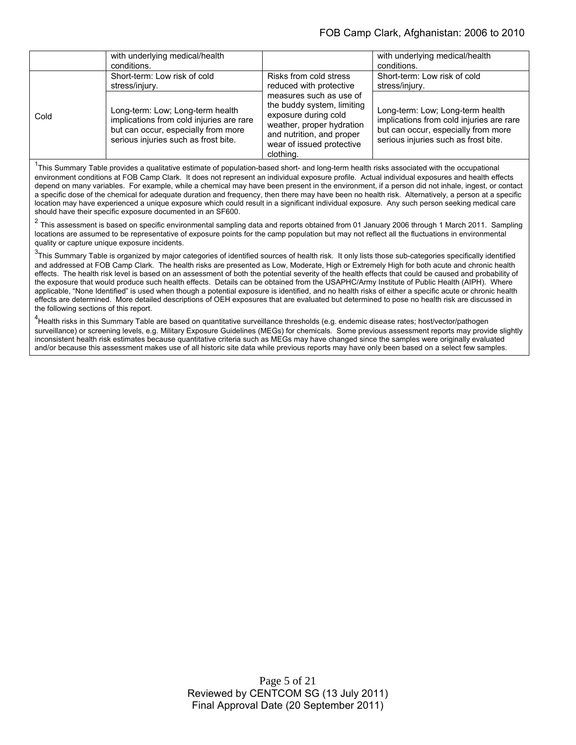| | | | |
|---|---|---|---|
| | with underlying medical/health conditions. | | with underlying medical/health conditions. |
| Cold | Short-term: Low risk of cold stress/injury. | Risks from cold stress reduced with protective measures such as use of the buddy system, limiting exposure during cold weather, proper hydration and nutrition, and proper wear of issued protective clothing. | Short-term: Low risk of cold stress/injury. |
| | Long-term: Low; Long-term health implications from cold injuries are rare but can occur, especially from more serious injuries such as frost bite. | | Long-term: Low; Long-term health implications from cold injuries are rare but can occur, especially from more serious injuries such as frost bite. |

[1]This Summary Table provides a qualitative estimate of population-based short- and long-term health risks associated with the occupational environment conditions at FOB Camp Clark. It does not represent an individual exposure profile. Actual individual exposures and health effects depend on many variables. For example, while a chemical may have been present in the environment, if a person did not inhale, ingest, or contact a specific dose of the chemical for adequate duration and frequency, then there may have been no health risk. Alternatively, a person at a specific location may have experienced a unique exposure which could result in a significant individual exposure. Any such person seeking medical care should have their specific exposure documented in an SF600.

[2] This assessment is based on specific environmental sampling data and reports obtained from 01 January 2006 through 1 March 2011. Sampling locations are assumed to be representative of exposure points for the camp population but may not reflect all the fluctuations in environmental quality or capture unique exposure incidents.

[3]This Summary Table is organized by major categories of identified sources of health risk. It only lists those sub-categories specifically identified and addressed at FOB Camp Clark. The health risks are presented as Low, Moderate, High or Extremely High for both acute and chronic health effects. The health risk level is based on an assessment of both the potential severity of the health effects that could be caused and probability of the exposure that would produce such health effects. Details can be obtained from the USAPHC/Army Institute of Public Health (AIPH). Where applicable, "None Identified" is used when though a potential exposure is identified, and no health risks of either a specific acute or chronic health effects are determined. More detailed descriptions of OEH exposures that are evaluated but determined to pose no health risk are discussed in the following sections of this report.

[4]Health risks in this Summary Table are based on quantitative surveillance thresholds (e.g. endemic disease rates; host/vector/pathogen surveillance) or screening levels, e.g. Military Exposure Guidelines (MEGs) for chemicals. Some previous assessment reports may provide slightly inconsistent health risk estimates because quantitative criteria such as MEGs may have changed since the samples were originally evaluated and/or because this assessment makes use of all historic site data while previous reports may have only been based on a select few samples.

Reviewed by CENTCOM SG (13 July 2011)
Final Approval Date (20 September 2011)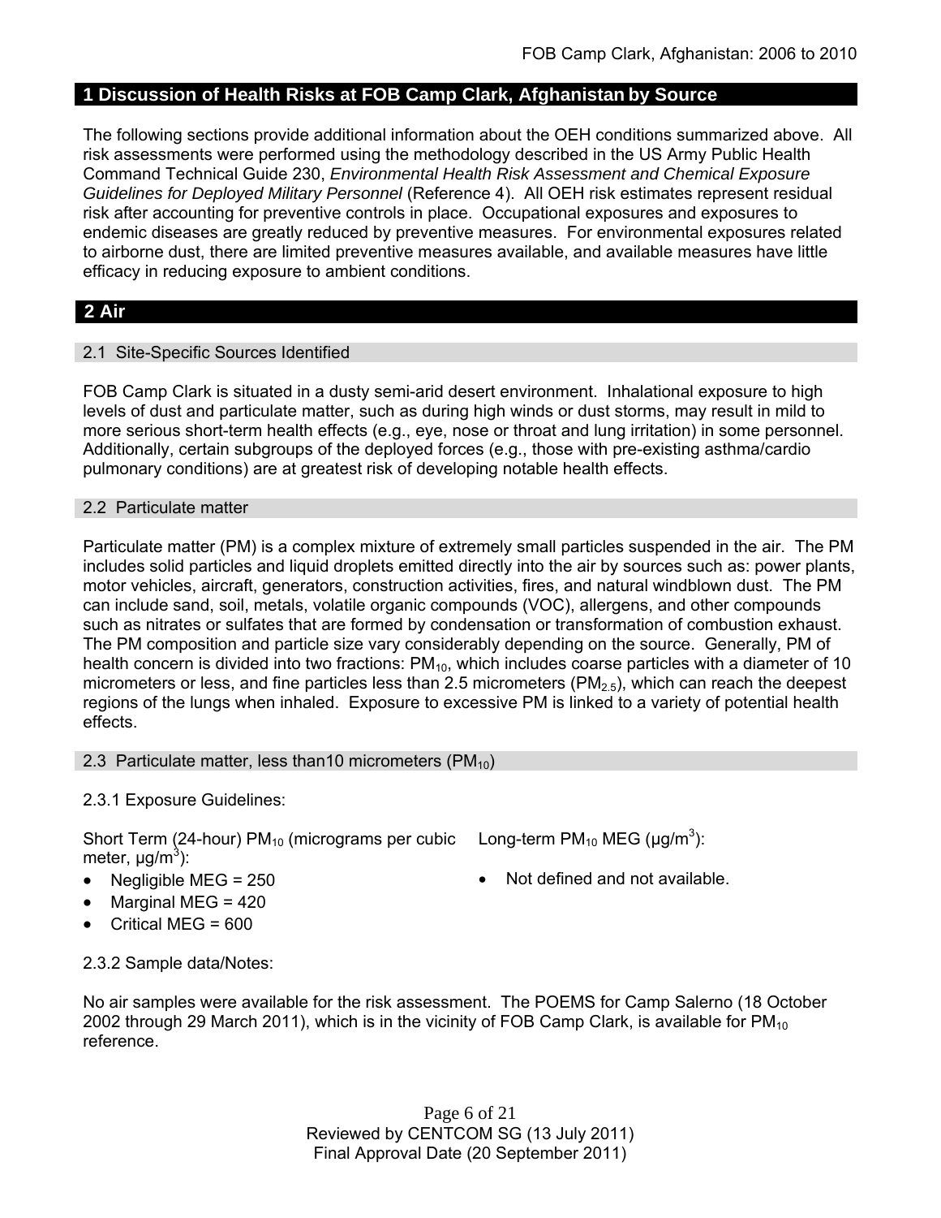## 1 Discussion of Health Risks at FOB Camp Clark, Afghanistan by Source

The following sections provide additional information about the OEH conditions summarized above. All risk assessments were performed using the methodology described in the US Army Public Health Command Technical Guide 230, *Environmental Health Risk Assessment and Chemical Exposure Guidelines for Deployed Military Personnel* (Reference 4). All OEH risk estimates represent residual risk after accounting for preventive controls in place. Occupational exposures and exposures to endemic diseases are greatly reduced by preventive measures. For environmental exposures related to airborne dust, there are limited preventive measures available, and available measures have little efficacy in reducing exposure to ambient conditions.

## 2 Air

### 2.1 Site-Specific Sources Identified

FOB Camp Clark is situated in a dusty semi-arid desert environment. Inhalational exposure to high levels of dust and particulate matter, such as during high winds or dust storms, may result in mild to more serious short-term health effects (e.g., eye, nose or throat and lung irritation) in some personnel. Additionally, certain subgroups of the deployed forces (e.g., those with pre-existing asthma/cardio pulmonary conditions) are at greatest risk of developing notable health effects.

### 2.2 Particulate matter

Particulate matter (PM) is a complex mixture of extremely small particles suspended in the air. The PM includes solid particles and liquid droplets emitted directly into the air by sources such as: power plants, motor vehicles, aircraft, generators, construction activities, fires, and natural windblown dust. The PM can include sand, soil, metals, volatile organic compounds (VOC), allergens, and other compounds such as nitrates or sulfates that are formed by condensation or transformation of combustion exhaust. The PM composition and particle size vary considerably depending on the source. Generally, PM of health concern is divided into two fractions: $PM_{10}$, which includes coarse particles with a diameter of 10 micrometers or less, and fine particles less than 2.5 micrometers ($PM_{2.5}$), which can reach the deepest regions of the lungs when inhaled. Exposure to excessive PM is linked to a variety of potential health effects.

### 2.3 Particulate matter, less than10 micrometers ($PM_{10}$)

2.3.1 Exposure Guidelines:

Short Term (24-hour) $PM_{10}$ (micrograms per cubic meter, $\mu g/m^3$):

- Negligible MEG = 250
- Marginal MEG = 420
- Critical MEG = 600

Long-term $PM_{10}$ MEG ($\mu g/m^3$):

- Not defined and not available.

2.3.2 Sample data/Notes:

No air samples were available for the risk assessment. The POEMS for Camp Salerno (18 October 2002 through 29 March 2011), which is in the vicinity of FOB Camp Clark, is available for $PM_{10}$ reference.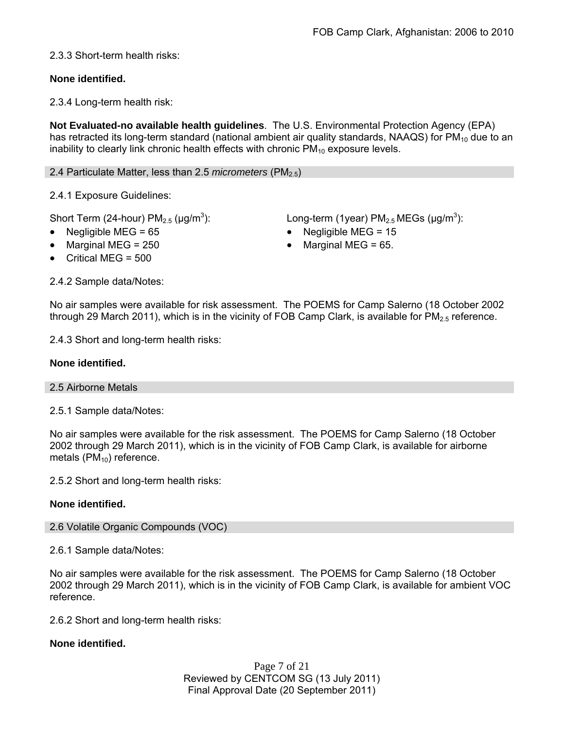2.3.3 Short-term health risks:

**None identified.**

2.3.4 Long-term health risk:

**Not Evaluated-no available health guidelines**. The U.S. Environmental Protection Agency (EPA) has retracted its long-term standard (national ambient air quality standards, NAAQS) for $PM_{10}$ due to an inability to clearly link chronic health effects with chronic $PM_{10}$ exposure levels.

## 2.4 Particulate Matter, less than 2.5 *micrometers* ($PM_{2.5}$)

2.4.1 Exposure Guidelines:

Short Term (24-hour) $PM_{2.5}$ (μg/m$^3$):

- Negligible MEG = 65
- Marginal MEG = 250
- Critical MEG = 500

Long-term (1year) $PM_{2.5}$ MEGs (μg/m$^3$):

- Negligible MEG = 15
- Marginal MEG = 65.

2.4.2 Sample data/Notes:

No air samples were available for risk assessment. The POEMS for Camp Salerno (18 October 2002 through 29 March 2011), which is in the vicinity of FOB Camp Clark, is available for $PM_{2.5}$ reference.

2.4.3 Short and long-term health risks:

**None identified.**

## 2.5 Airborne Metals

2.5.1 Sample data/Notes:

No air samples were available for the risk assessment. The POEMS for Camp Salerno (18 October 2002 through 29 March 2011), which is in the vicinity of FOB Camp Clark, is available for airborne metals ($PM_{10}$) reference.

2.5.2 Short and long-term health risks:

**None identified.**

## 2.6 Volatile Organic Compounds (VOC)

2.6.1 Sample data/Notes:

No air samples were available for the risk assessment. The POEMS for Camp Salerno (18 October 2002 through 29 March 2011), which is in the vicinity of FOB Camp Clark, is available for ambient VOC reference.

2.6.2 Short and long-term health risks:

**None identified.**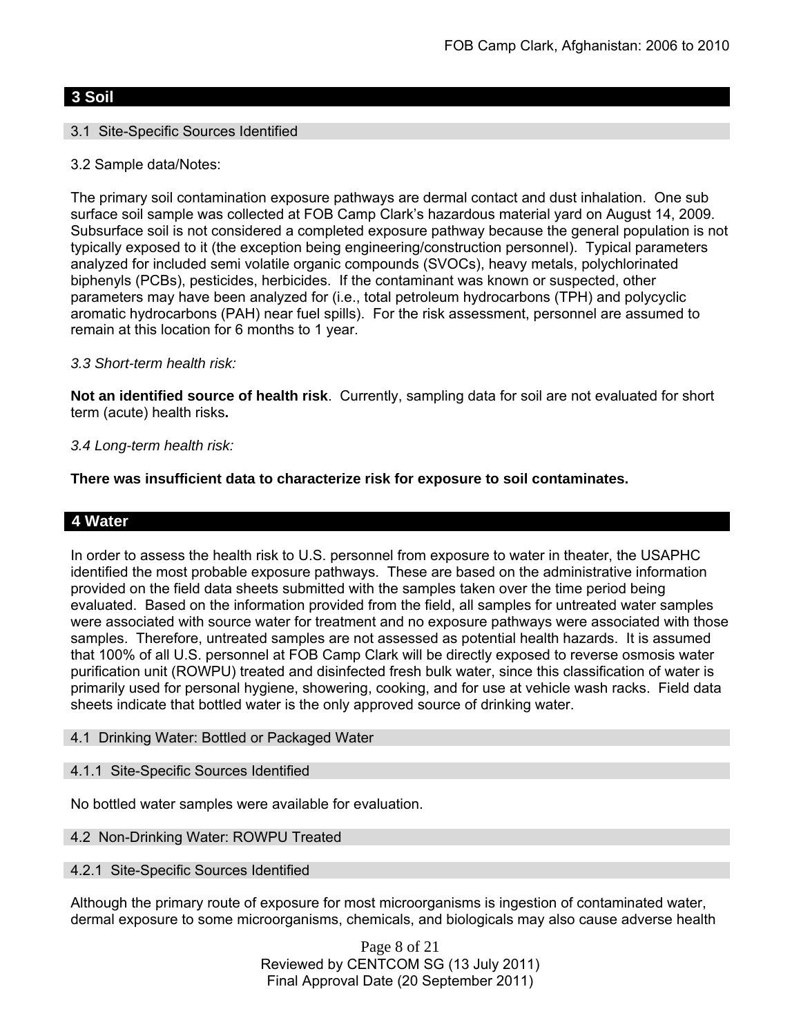## 3 Soil

### 3.1 Site-Specific Sources Identified

3.2 Sample data/Notes:

The primary soil contamination exposure pathways are dermal contact and dust inhalation. One sub surface soil sample was collected at FOB Camp Clark's hazardous material yard on August 14, 2009. Subsurface soil is not considered a completed exposure pathway because the general population is not typically exposed to it (the exception being engineering/construction personnel). Typical parameters analyzed for included semi volatile organic compounds (SVOCs), heavy metals, polychlorinated biphenyls (PCBs), pesticides, herbicides. If the contaminant was known or suspected, other parameters may have been analyzed for (i.e., total petroleum hydrocarbons (TPH) and polycyclic aromatic hydrocarbons (PAH) near fuel spills). For the risk assessment, personnel are assumed to remain at this location for 6 months to 1 year.

*3.3 Short-term health risk:*

**Not an identified source of health risk**. Currently, sampling data for soil are not evaluated for short term (acute) health risks**.**

*3.4 Long-term health risk:*

**There was insufficient data to characterize risk for exposure to soil contaminates.**

## 4 Water

In order to assess the health risk to U.S. personnel from exposure to water in theater, the USAPHC identified the most probable exposure pathways. These are based on the administrative information provided on the field data sheets submitted with the samples taken over the time period being evaluated. Based on the information provided from the field, all samples for untreated water samples were associated with source water for treatment and no exposure pathways were associated with those samples. Therefore, untreated samples are not assessed as potential health hazards. It is assumed that 100% of all U.S. personnel at FOB Camp Clark will be directly exposed to reverse osmosis water purification unit (ROWPU) treated and disinfected fresh bulk water, since this classification of water is primarily used for personal hygiene, showering, cooking, and for use at vehicle wash racks. Field data sheets indicate that bottled water is the only approved source of drinking water.

### 4.1 Drinking Water: Bottled or Packaged Water

#### 4.1.1 Site-Specific Sources Identified

No bottled water samples were available for evaluation.

### 4.2 Non-Drinking Water: ROWPU Treated

#### 4.2.1 Site-Specific Sources Identified

Although the primary route of exposure for most microorganisms is ingestion of contaminated water, dermal exposure to some microorganisms, chemicals, and biologicals may also cause adverse health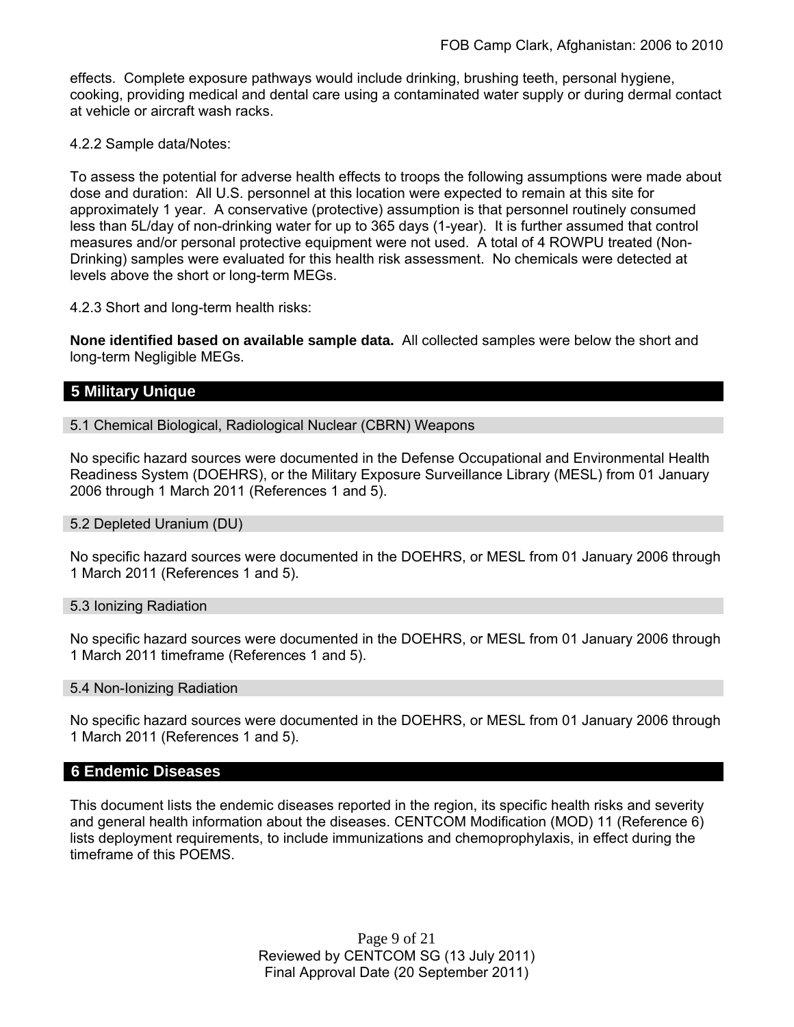effects. Complete exposure pathways would include drinking, brushing teeth, personal hygiene, cooking, providing medical and dental care using a contaminated water supply or during dermal contact at vehicle or aircraft wash racks.

4.2.2 Sample data/Notes:

To assess the potential for adverse health effects to troops the following assumptions were made about dose and duration: All U.S. personnel at this location were expected to remain at this site for approximately 1 year. A conservative (protective) assumption is that personnel routinely consumed less than 5L/day of non-drinking water for up to 365 days (1-year). It is further assumed that control measures and/or personal protective equipment were not used. A total of 4 ROWPU treated (Non-Drinking) samples were evaluated for this health risk assessment. No chemicals were detected at levels above the short or long-term MEGs.

4.2.3 Short and long-term health risks:

**None identified based on available sample data.** All collected samples were below the short and long-term Negligible MEGs.

## 5 Military Unique

### 5.1 Chemical Biological, Radiological Nuclear (CBRN) Weapons

No specific hazard sources were documented in the Defense Occupational and Environmental Health Readiness System (DOEHRS), or the Military Exposure Surveillance Library (MESL) from 01 January 2006 through 1 March 2011 (References 1 and 5).

### 5.2 Depleted Uranium (DU)

No specific hazard sources were documented in the DOEHRS, or MESL from 01 January 2006 through 1 March 2011 (References 1 and 5).

### 5.3 Ionizing Radiation

No specific hazard sources were documented in the DOEHRS, or MESL from 01 January 2006 through 1 March 2011 timeframe (References 1 and 5).

### 5.4 Non-Ionizing Radiation

No specific hazard sources were documented in the DOEHRS, or MESL from 01 January 2006 through 1 March 2011 (References 1 and 5).

## 6 Endemic Diseases

This document lists the endemic diseases reported in the region, its specific health risks and severity and general health information about the diseases. CENTCOM Modification (MOD) 11 (Reference 6) lists deployment requirements, to include immunizations and chemoprophylaxis, in effect during the timeframe of this POEMS.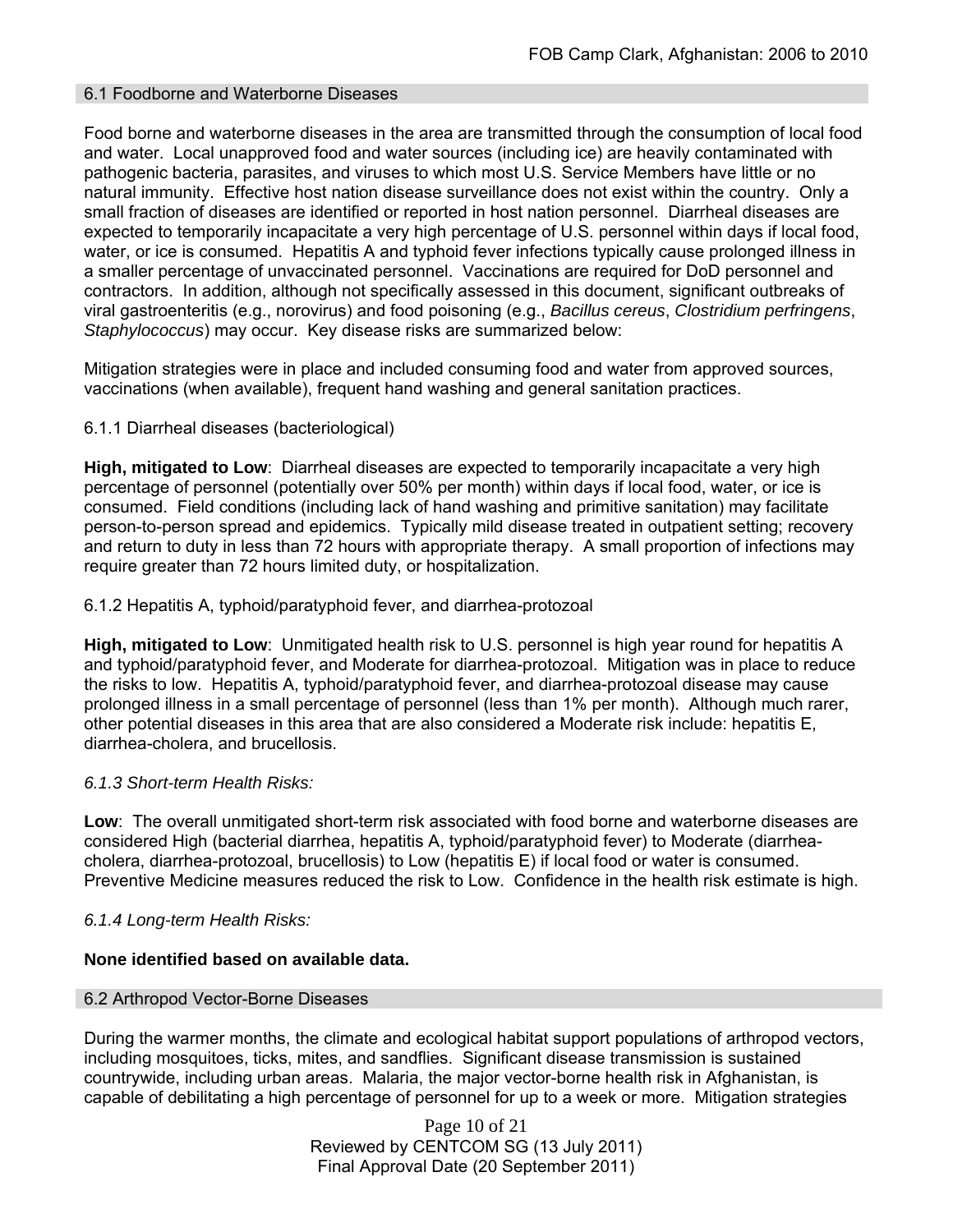## 6.1 Foodborne and Waterborne Diseases

Food borne and waterborne diseases in the area are transmitted through the consumption of local food and water. Local unapproved food and water sources (including ice) are heavily contaminated with pathogenic bacteria, parasites, and viruses to which most U.S. Service Members have little or no natural immunity. Effective host nation disease surveillance does not exist within the country. Only a small fraction of diseases are identified or reported in host nation personnel. Diarrheal diseases are expected to temporarily incapacitate a very high percentage of U.S. personnel within days if local food, water, or ice is consumed. Hepatitis A and typhoid fever infections typically cause prolonged illness in a smaller percentage of unvaccinated personnel. Vaccinations are required for DoD personnel and contractors. In addition, although not specifically assessed in this document, significant outbreaks of viral gastroenteritis (e.g., norovirus) and food poisoning (e.g., *Bacillus cereus*, *Clostridium perfringens*, *Staphylococcus*) may occur. Key disease risks are summarized below:

Mitigation strategies were in place and included consuming food and water from approved sources, vaccinations (when available), frequent hand washing and general sanitation practices.

### 6.1.1 Diarrheal diseases (bacteriological)

**High, mitigated to Low**: Diarrheal diseases are expected to temporarily incapacitate a very high percentage of personnel (potentially over 50% per month) within days if local food, water, or ice is consumed. Field conditions (including lack of hand washing and primitive sanitation) may facilitate person-to-person spread and epidemics. Typically mild disease treated in outpatient setting; recovery and return to duty in less than 72 hours with appropriate therapy. A small proportion of infections may require greater than 72 hours limited duty, or hospitalization.

### 6.1.2 Hepatitis A, typhoid/paratyphoid fever, and diarrhea-protozoal

**High, mitigated to Low**: Unmitigated health risk to U.S. personnel is high year round for hepatitis A and typhoid/paratyphoid fever, and Moderate for diarrhea-protozoal. Mitigation was in place to reduce the risks to low. Hepatitis A, typhoid/paratyphoid fever, and diarrhea-protozoal disease may cause prolonged illness in a small percentage of personnel (less than 1% per month). Although much rarer, other potential diseases in this area that are also considered a Moderate risk include: hepatitis E, diarrhea-cholera, and brucellosis.

### *6.1.3 Short-term Health Risks:*

**Low**: The overall unmitigated short-term risk associated with food borne and waterborne diseases are considered High (bacterial diarrhea, hepatitis A, typhoid/paratyphoid fever) to Moderate (diarrhea-cholera, diarrhea-protozoal, brucellosis) to Low (hepatitis E) if local food or water is consumed. Preventive Medicine measures reduced the risk to Low. Confidence in the health risk estimate is high.

### *6.1.4 Long-term Health Risks:*

**None identified based on available data.**

## 6.2 Arthropod Vector-Borne Diseases

During the warmer months, the climate and ecological habitat support populations of arthropod vectors, including mosquitoes, ticks, mites, and sandflies. Significant disease transmission is sustained countrywide, including urban areas. Malaria, the major vector-borne health risk in Afghanistan, is capable of debilitating a high percentage of personnel for up to a week or more. Mitigation strategies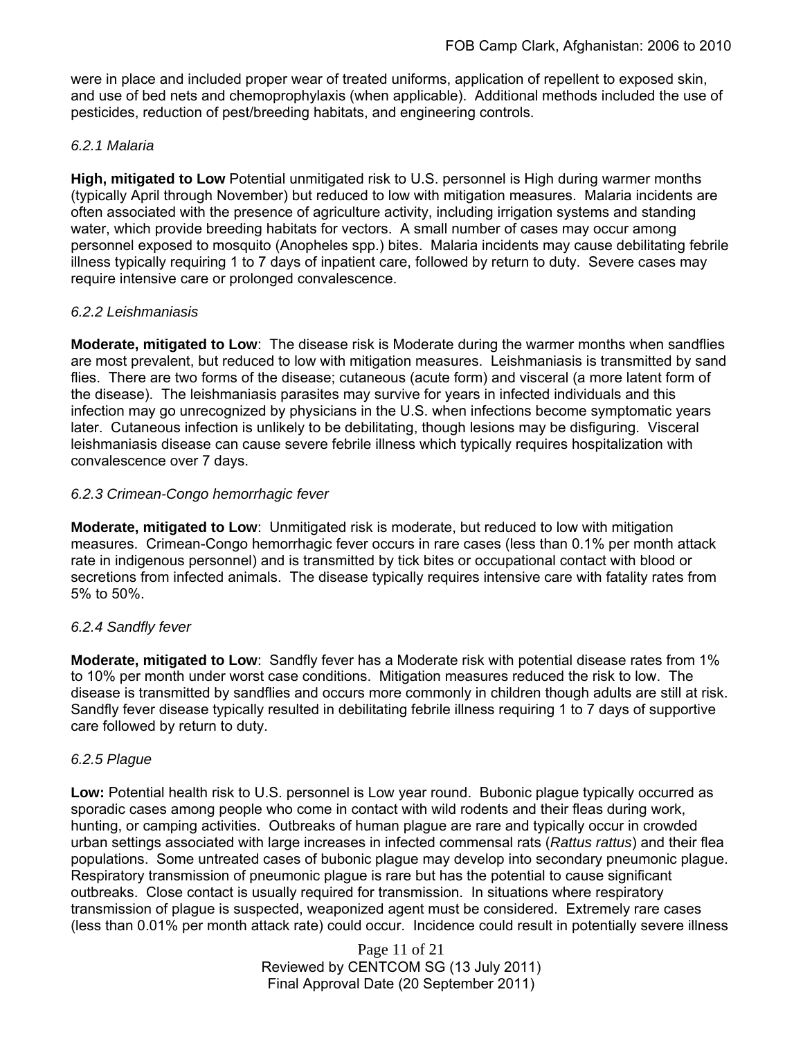were in place and included proper wear of treated uniforms, application of repellent to exposed skin, and use of bed nets and chemoprophylaxis (when applicable). Additional methods included the use of pesticides, reduction of pest/breeding habitats, and engineering controls.

### *6.2.1 Malaria*

**High, mitigated to Low** Potential unmitigated risk to U.S. personnel is High during warmer months (typically April through November) but reduced to low with mitigation measures. Malaria incidents are often associated with the presence of agriculture activity, including irrigation systems and standing water, which provide breeding habitats for vectors. A small number of cases may occur among personnel exposed to mosquito (Anopheles spp.) bites. Malaria incidents may cause debilitating febrile illness typically requiring 1 to 7 days of inpatient care, followed by return to duty. Severe cases may require intensive care or prolonged convalescence.

### *6.2.2 Leishmaniasis*

**Moderate, mitigated to Low**: The disease risk is Moderate during the warmer months when sandflies are most prevalent, but reduced to low with mitigation measures. Leishmaniasis is transmitted by sand flies. There are two forms of the disease; cutaneous (acute form) and visceral (a more latent form of the disease). The leishmaniasis parasites may survive for years in infected individuals and this infection may go unrecognized by physicians in the U.S. when infections become symptomatic years later. Cutaneous infection is unlikely to be debilitating, though lesions may be disfiguring. Visceral leishmaniasis disease can cause severe febrile illness which typically requires hospitalization with convalescence over 7 days.

### *6.2.3 Crimean-Congo hemorrhagic fever*

**Moderate, mitigated to Low**: Unmitigated risk is moderate, but reduced to low with mitigation measures. Crimean-Congo hemorrhagic fever occurs in rare cases (less than 0.1% per month attack rate in indigenous personnel) and is transmitted by tick bites or occupational contact with blood or secretions from infected animals. The disease typically requires intensive care with fatality rates from 5% to 50%.

### *6.2.4 Sandfly fever*

**Moderate, mitigated to Low**: Sandfly fever has a Moderate risk with potential disease rates from 1% to 10% per month under worst case conditions. Mitigation measures reduced the risk to low. The disease is transmitted by sandflies and occurs more commonly in children though adults are still at risk. Sandfly fever disease typically resulted in debilitating febrile illness requiring 1 to 7 days of supportive care followed by return to duty.

### *6.2.5 Plague*

**Low:** Potential health risk to U.S. personnel is Low year round. Bubonic plague typically occurred as sporadic cases among people who come in contact with wild rodents and their fleas during work, hunting, or camping activities. Outbreaks of human plague are rare and typically occur in crowded urban settings associated with large increases in infected commensal rats (*Rattus rattus*) and their flea populations. Some untreated cases of bubonic plague may develop into secondary pneumonic plague. Respiratory transmission of pneumonic plague is rare but has the potential to cause significant outbreaks. Close contact is usually required for transmission. In situations where respiratory transmission of plague is suspected, weaponized agent must be considered. Extremely rare cases (less than 0.01% per month attack rate) could occur. Incidence could result in potentially severe illness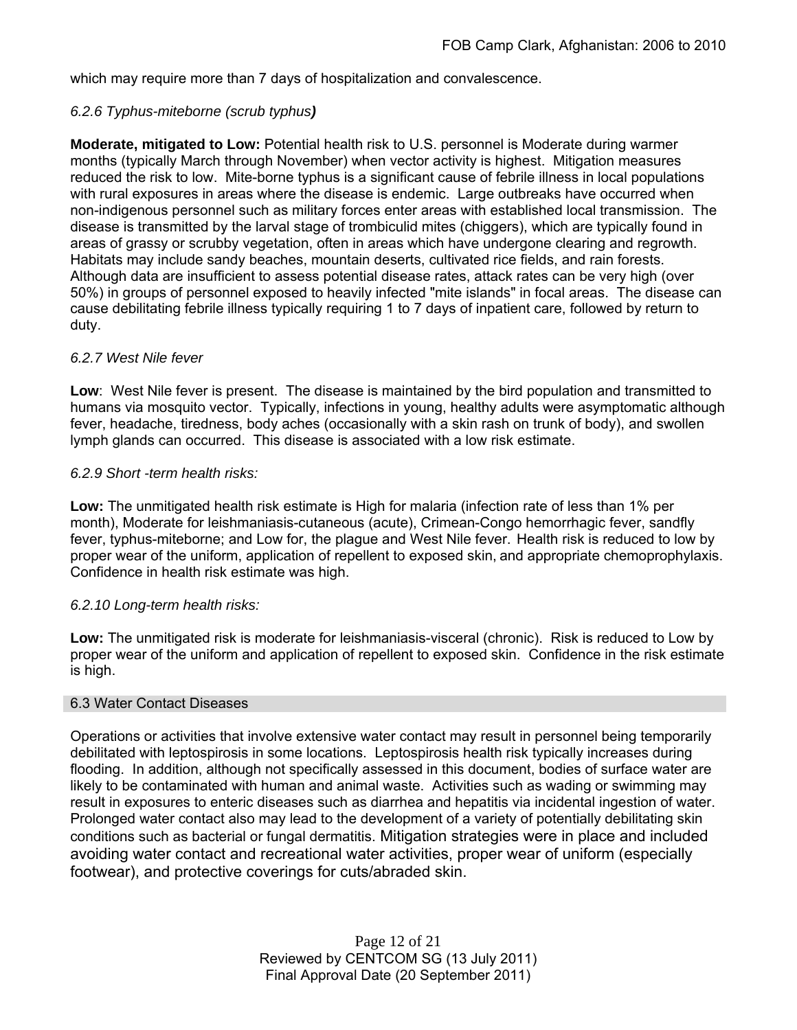which may require more than 7 days of hospitalization and convalescence.

*6.2.6 Typhus-miteborne (scrub typhus)*

**Moderate, mitigated to Low:** Potential health risk to U.S. personnel is Moderate during warmer months (typically March through November) when vector activity is highest. Mitigation measures reduced the risk to low. Mite-borne typhus is a significant cause of febrile illness in local populations with rural exposures in areas where the disease is endemic. Large outbreaks have occurred when non-indigenous personnel such as military forces enter areas with established local transmission. The disease is transmitted by the larval stage of trombiculid mites (chiggers), which are typically found in areas of grassy or scrubby vegetation, often in areas which have undergone clearing and regrowth. Habitats may include sandy beaches, mountain deserts, cultivated rice fields, and rain forests. Although data are insufficient to assess potential disease rates, attack rates can be very high (over 50%) in groups of personnel exposed to heavily infected "mite islands" in focal areas. The disease can cause debilitating febrile illness typically requiring 1 to 7 days of inpatient care, followed by return to duty.

*6.2.7 West Nile fever*

**Low**: West Nile fever is present. The disease is maintained by the bird population and transmitted to humans via mosquito vector. Typically, infections in young, healthy adults were asymptomatic although fever, headache, tiredness, body aches (occasionally with a skin rash on trunk of body), and swollen lymph glands can occurred. This disease is associated with a low risk estimate.

*6.2.9 Short -term health risks:*

**Low:** The unmitigated health risk estimate is High for malaria (infection rate of less than 1% per month), Moderate for leishmaniasis-cutaneous (acute), Crimean-Congo hemorrhagic fever, sandfly fever, typhus-miteborne; and Low for, the plague and West Nile fever. Health risk is reduced to low by proper wear of the uniform, application of repellent to exposed skin, and appropriate chemoprophylaxis. Confidence in health risk estimate was high.

*6.2.10 Long-term health risks:*

**Low:** The unmitigated risk is moderate for leishmaniasis-visceral (chronic). Risk is reduced to Low by proper wear of the uniform and application of repellent to exposed skin. Confidence in the risk estimate is high.

## 6.3 Water Contact Diseases

Operations or activities that involve extensive water contact may result in personnel being temporarily debilitated with leptospirosis in some locations. Leptospirosis health risk typically increases during flooding. In addition, although not specifically assessed in this document, bodies of surface water are likely to be contaminated with human and animal waste. Activities such as wading or swimming may result in exposures to enteric diseases such as diarrhea and hepatitis via incidental ingestion of water. Prolonged water contact also may lead to the development of a variety of potentially debilitating skin conditions such as bacterial or fungal dermatitis. Mitigation strategies were in place and included avoiding water contact and recreational water activities, proper wear of uniform (especially footwear), and protective coverings for cuts/abraded skin.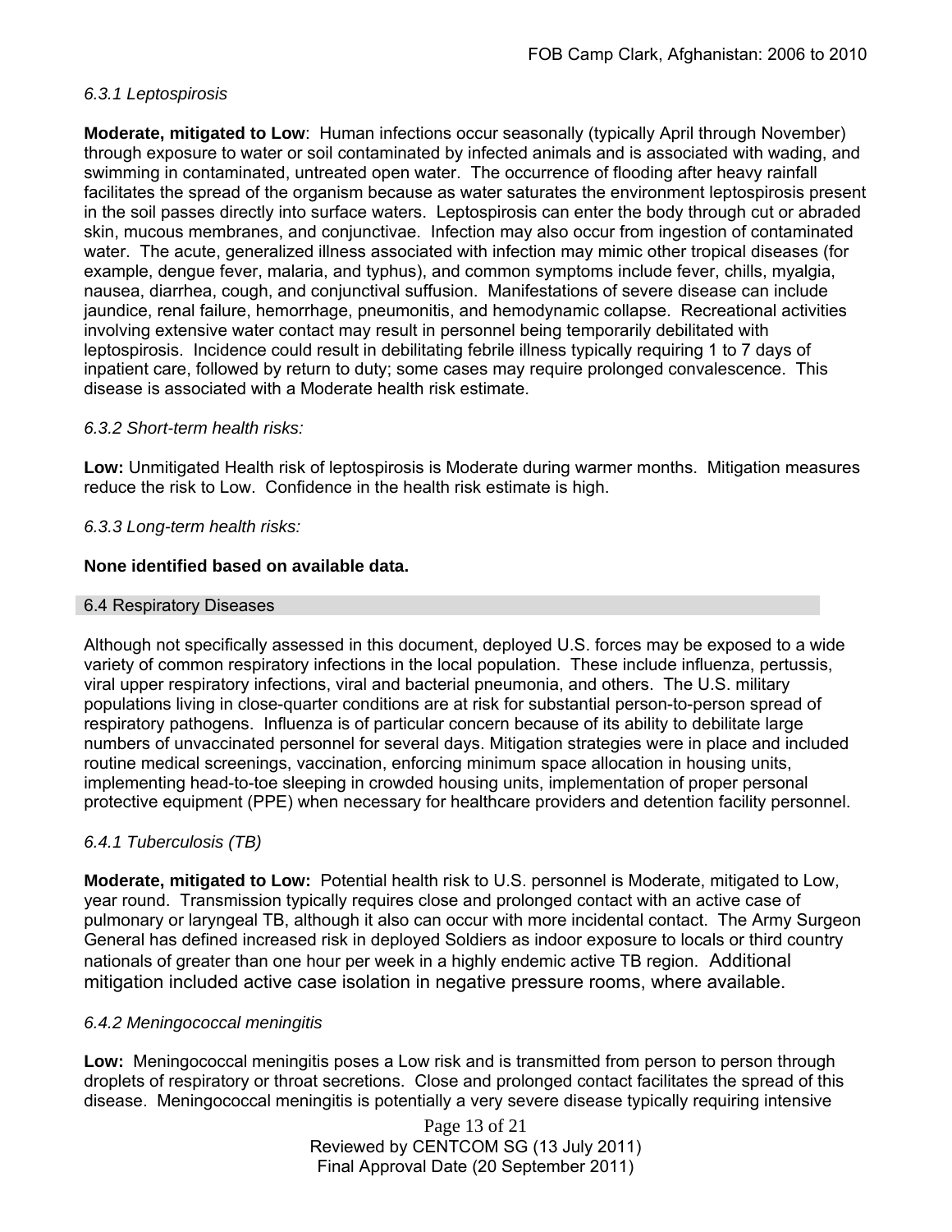*6.3.1 Leptospirosis*

**Moderate, mitigated to Low**: Human infections occur seasonally (typically April through November) through exposure to water or soil contaminated by infected animals and is associated with wading, and swimming in contaminated, untreated open water. The occurrence of flooding after heavy rainfall facilitates the spread of the organism because as water saturates the environment leptospirosis present in the soil passes directly into surface waters. Leptospirosis can enter the body through cut or abraded skin, mucous membranes, and conjunctivae. Infection may also occur from ingestion of contaminated water. The acute, generalized illness associated with infection may mimic other tropical diseases (for example, dengue fever, malaria, and typhus), and common symptoms include fever, chills, myalgia, nausea, diarrhea, cough, and conjunctival suffusion. Manifestations of severe disease can include jaundice, renal failure, hemorrhage, pneumonitis, and hemodynamic collapse. Recreational activities involving extensive water contact may result in personnel being temporarily debilitated with leptospirosis. Incidence could result in debilitating febrile illness typically requiring 1 to 7 days of inpatient care, followed by return to duty; some cases may require prolonged convalescence. This disease is associated with a Moderate health risk estimate.

*6.3.2 Short-term health risks:*

**Low:** Unmitigated Health risk of leptospirosis is Moderate during warmer months. Mitigation measures reduce the risk to Low. Confidence in the health risk estimate is high.

*6.3.3 Long-term health risks:*

**None identified based on available data.**

## 6.4 Respiratory Diseases

Although not specifically assessed in this document, deployed U.S. forces may be exposed to a wide variety of common respiratory infections in the local population. These include influenza, pertussis, viral upper respiratory infections, viral and bacterial pneumonia, and others. The U.S. military populations living in close-quarter conditions are at risk for substantial person-to-person spread of respiratory pathogens. Influenza is of particular concern because of its ability to debilitate large numbers of unvaccinated personnel for several days. Mitigation strategies were in place and included routine medical screenings, vaccination, enforcing minimum space allocation in housing units, implementing head-to-toe sleeping in crowded housing units, implementation of proper personal protective equipment (PPE) when necessary for healthcare providers and detention facility personnel.

*6.4.1 Tuberculosis (TB)*

**Moderate, mitigated to Low:** Potential health risk to U.S. personnel is Moderate, mitigated to Low, year round. Transmission typically requires close and prolonged contact with an active case of pulmonary or laryngeal TB, although it also can occur with more incidental contact. The Army Surgeon General has defined increased risk in deployed Soldiers as indoor exposure to locals or third country nationals of greater than one hour per week in a highly endemic active TB region. Additional mitigation included active case isolation in negative pressure rooms, where available.

*6.4.2 Meningococcal meningitis*

**Low:** Meningococcal meningitis poses a Low risk and is transmitted from person to person through droplets of respiratory or throat secretions. Close and prolonged contact facilitates the spread of this disease. Meningococcal meningitis is potentially a very severe disease typically requiring intensive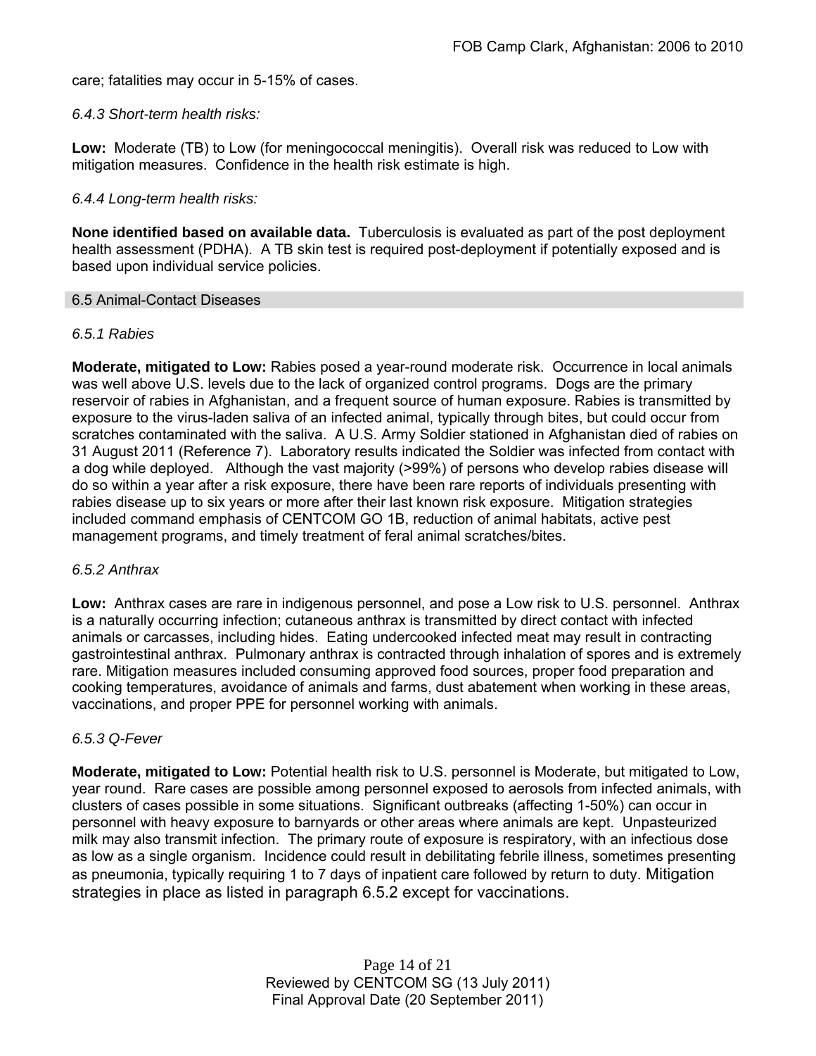care; fatalities may occur in 5-15% of cases.

*6.4.3 Short-term health risks:*

**Low:** Moderate (TB) to Low (for meningococcal meningitis). Overall risk was reduced to Low with mitigation measures. Confidence in the health risk estimate is high.

*6.4.4 Long-term health risks:*

**None identified based on available data.** Tuberculosis is evaluated as part of the post deployment health assessment (PDHA). A TB skin test is required post-deployment if potentially exposed and is based upon individual service policies.

## 6.5 Animal-Contact Diseases

*6.5.1 Rabies*

**Moderate, mitigated to Low:** Rabies posed a year-round moderate risk. Occurrence in local animals was well above U.S. levels due to the lack of organized control programs. Dogs are the primary reservoir of rabies in Afghanistan, and a frequent source of human exposure. Rabies is transmitted by exposure to the virus-laden saliva of an infected animal, typically through bites, but could occur from scratches contaminated with the saliva. A U.S. Army Soldier stationed in Afghanistan died of rabies on 31 August 2011 (Reference 7). Laboratory results indicated the Soldier was infected from contact with a dog while deployed. Although the vast majority (>99%) of persons who develop rabies disease will do so within a year after a risk exposure, there have been rare reports of individuals presenting with rabies disease up to six years or more after their last known risk exposure. Mitigation strategies included command emphasis of CENTCOM GO 1B, reduction of animal habitats, active pest management programs, and timely treatment of feral animal scratches/bites.

*6.5.2 Anthrax*

**Low:** Anthrax cases are rare in indigenous personnel, and pose a Low risk to U.S. personnel. Anthrax is a naturally occurring infection; cutaneous anthrax is transmitted by direct contact with infected animals or carcasses, including hides. Eating undercooked infected meat may result in contracting gastrointestinal anthrax. Pulmonary anthrax is contracted through inhalation of spores and is extremely rare. Mitigation measures included consuming approved food sources, proper food preparation and cooking temperatures, avoidance of animals and farms, dust abatement when working in these areas, vaccinations, and proper PPE for personnel working with animals.

*6.5.3 Q-Fever*

**Moderate, mitigated to Low:** Potential health risk to U.S. personnel is Moderate, but mitigated to Low, year round. Rare cases are possible among personnel exposed to aerosols from infected animals, with clusters of cases possible in some situations. Significant outbreaks (affecting 1-50%) can occur in personnel with heavy exposure to barnyards or other areas where animals are kept. Unpasteurized milk may also transmit infection. The primary route of exposure is respiratory, with an infectious dose as low as a single organism. Incidence could result in debilitating febrile illness, sometimes presenting as pneumonia, typically requiring 1 to 7 days of inpatient care followed by return to duty. Mitigation strategies in place as listed in paragraph 6.5.2 except for vaccinations.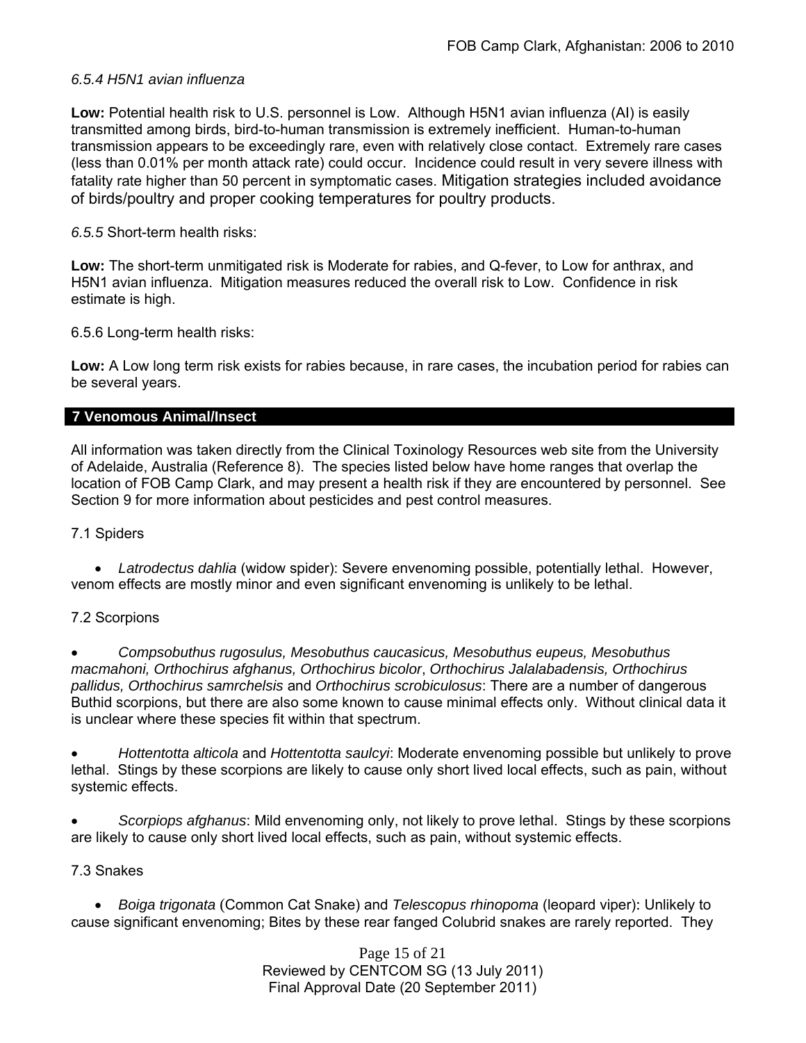*6.5.4 H5N1 avian influenza*

**Low:** Potential health risk to U.S. personnel is Low. Although H5N1 avian influenza (AI) is easily transmitted among birds, bird-to-human transmission is extremely inefficient. Human-to-human transmission appears to be exceedingly rare, even with relatively close contact. Extremely rare cases (less than 0.01% per month attack rate) could occur. Incidence could result in very severe illness with fatality rate higher than 50 percent in symptomatic cases. Mitigation strategies included avoidance of birds/poultry and proper cooking temperatures for poultry products.

*6.5.5* Short-term health risks:

**Low:** The short-term unmitigated risk is Moderate for rabies, and Q-fever, to Low for anthrax, and H5N1 avian influenza. Mitigation measures reduced the overall risk to Low. Confidence in risk estimate is high.

6.5.6 Long-term health risks:

**Low:** A Low long term risk exists for rabies because, in rare cases, the incubation period for rabies can be several years.

## 7 Venomous Animal/Insect

All information was taken directly from the Clinical Toxinology Resources web site from the University of Adelaide, Australia (Reference 8). The species listed below have home ranges that overlap the location of FOB Camp Clark, and may present a health risk if they are encountered by personnel. See Section 9 for more information about pesticides and pest control measures.

7.1 Spiders

- *Latrodectus dahlia* (widow spider): Severe envenoming possible, potentially lethal. However, venom effects are mostly minor and even significant envenoming is unlikely to be lethal.

7.2 Scorpions

- *Compsobuthus rugosulus, Mesobuthus caucasicus, Mesobuthus eupeus, Mesobuthus macmahoni, Orthochirus afghanus, Orthochirus bicolor*, *Orthochirus Jalalabadensis, Orthochirus pallidus, Orthochirus samrchelsis* and *Orthochirus scrobiculosus*: There are a number of dangerous Buthid scorpions, but there are also some known to cause minimal effects only. Without clinical data it is unclear where these species fit within that spectrum.

- *Hottentotta alticola* and *Hottentotta saulcyi*: Moderate envenoming possible but unlikely to prove lethal. Stings by these scorpions are likely to cause only short lived local effects, such as pain, without systemic effects.

- *Scorpiops afghanus*: Mild envenoming only, not likely to prove lethal. Stings by these scorpions are likely to cause only short lived local effects, such as pain, without systemic effects.

7.3 Snakes

- *Boiga trigonata* (Common Cat Snake) and *Telescopus rhinopoma* (leopard viper): Unlikely to cause significant envenoming; Bites by these rear fanged Colubrid snakes are rarely reported. They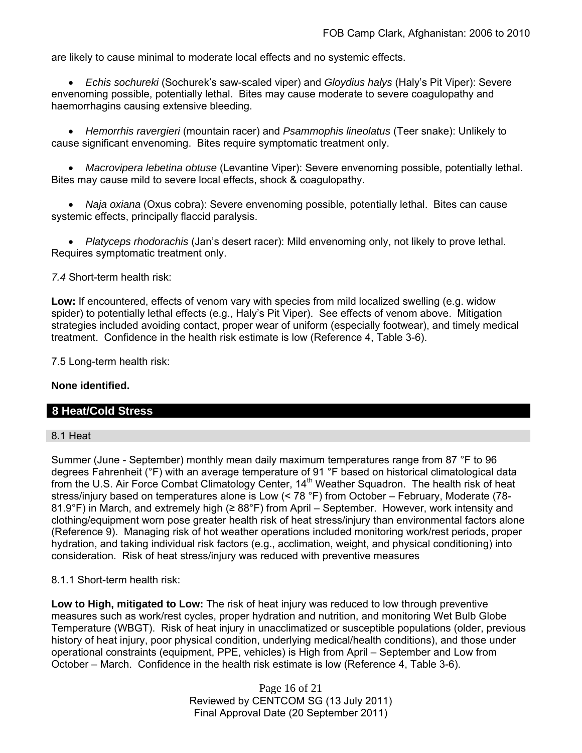are likely to cause minimal to moderate local effects and no systemic effects.

- *Echis sochureki* (Sochurek's saw-scaled viper) and *Gloydius halys* (Haly's Pit Viper): Severe envenoming possible, potentially lethal. Bites may cause moderate to severe coagulopathy and haemorrhagins causing extensive bleeding.

- *Hemorrhis ravergieri* (mountain racer) and *Psammophis lineolatus* (Teer snake): Unlikely to cause significant envenoming. Bites require symptomatic treatment only.

- *Macrovipera lebetina obtuse* (Levantine Viper): Severe envenoming possible, potentially lethal. Bites may cause mild to severe local effects, shock & coagulopathy.

- *Naja oxiana* (Oxus cobra): Severe envenoming possible, potentially lethal. Bites can cause systemic effects, principally flaccid paralysis.

- *Platyceps rhodorachis* (Jan's desert racer): Mild envenoming only, not likely to prove lethal. Requires symptomatic treatment only.

*7.4* Short-term health risk:

**Low:** If encountered, effects of venom vary with species from mild localized swelling (e.g. widow spider) to potentially lethal effects (e.g., Haly's Pit Viper). See effects of venom above. Mitigation strategies included avoiding contact, proper wear of uniform (especially footwear), and timely medical treatment. Confidence in the health risk estimate is low (Reference 4, Table 3-6).

7.5 Long-term health risk:

**None identified.**

## 8 Heat/Cold Stress

### 8.1 Heat

Summer (June - September) monthly mean daily maximum temperatures range from 87 °F to 96 degrees Fahrenheit (°F) with an average temperature of 91 °F based on historical climatological data from the U.S. Air Force Combat Climatology Center, 14th Weather Squadron. The health risk of heat stress/injury based on temperatures alone is Low (< 78 °F) from October – February, Moderate (78-81.9°F) in March, and extremely high (≥ 88°F) from April – September. However, work intensity and clothing/equipment worn pose greater health risk of heat stress/injury than environmental factors alone (Reference 9). Managing risk of hot weather operations included monitoring work/rest periods, proper hydration, and taking individual risk factors (e.g., acclimation, weight, and physical conditioning) into consideration. Risk of heat stress/injury was reduced with preventive measures

8.1.1 Short-term health risk:

**Low to High, mitigated to Low:** The risk of heat injury was reduced to low through preventive measures such as work/rest cycles, proper hydration and nutrition, and monitoring Wet Bulb Globe Temperature (WBGT). Risk of heat injury in unacclimatized or susceptible populations (older, previous history of heat injury, poor physical condition, underlying medical/health conditions), and those under operational constraints (equipment, PPE, vehicles) is High from April – September and Low from October – March. Confidence in the health risk estimate is low (Reference 4, Table 3-6).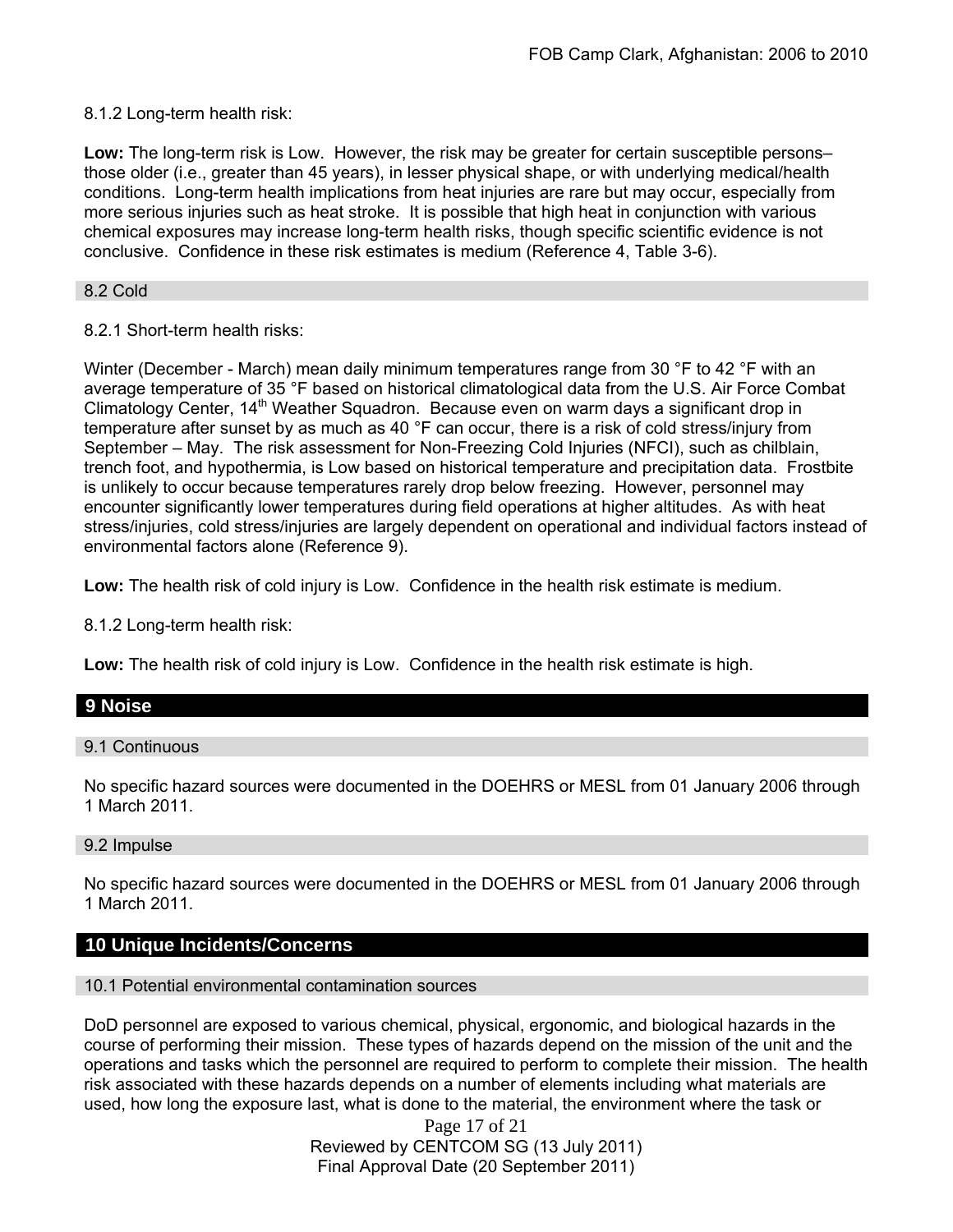8.1.2 Long-term health risk:

**Low:** The long-term risk is Low. However, the risk may be greater for certain susceptible persons– those older (i.e., greater than 45 years), in lesser physical shape, or with underlying medical/health conditions. Long-term health implications from heat injuries are rare but may occur, especially from more serious injuries such as heat stroke. It is possible that high heat in conjunction with various chemical exposures may increase long-term health risks, though specific scientific evidence is not conclusive. Confidence in these risk estimates is medium (Reference 4, Table 3-6).

### 8.2 Cold

8.2.1 Short-term health risks:

Winter (December - March) mean daily minimum temperatures range from 30 °F to 42 °F with an average temperature of 35 °F based on historical climatological data from the U.S. Air Force Combat Climatology Center, 14th Weather Squadron. Because even on warm days a significant drop in temperature after sunset by as much as 40 °F can occur, there is a risk of cold stress/injury from September – May. The risk assessment for Non-Freezing Cold Injuries (NFCI), such as chilblain, trench foot, and hypothermia, is Low based on historical temperature and precipitation data. Frostbite is unlikely to occur because temperatures rarely drop below freezing. However, personnel may encounter significantly lower temperatures during field operations at higher altitudes. As with heat stress/injuries, cold stress/injuries are largely dependent on operational and individual factors instead of environmental factors alone (Reference 9).

**Low:** The health risk of cold injury is Low. Confidence in the health risk estimate is medium.

8.1.2 Long-term health risk:

**Low:** The health risk of cold injury is Low. Confidence in the health risk estimate is high.

## 9 Noise

### 9.1 Continuous

No specific hazard sources were documented in the DOEHRS or MESL from 01 January 2006 through 1 March 2011.

### 9.2 Impulse

No specific hazard sources were documented in the DOEHRS or MESL from 01 January 2006 through 1 March 2011.

## 10 Unique Incidents/Concerns

### 10.1 Potential environmental contamination sources

DoD personnel are exposed to various chemical, physical, ergonomic, and biological hazards in the course of performing their mission. These types of hazards depend on the mission of the unit and the operations and tasks which the personnel are required to perform to complete their mission. The health risk associated with these hazards depends on a number of elements including what materials are used, how long the exposure last, what is done to the material, the environment where the task or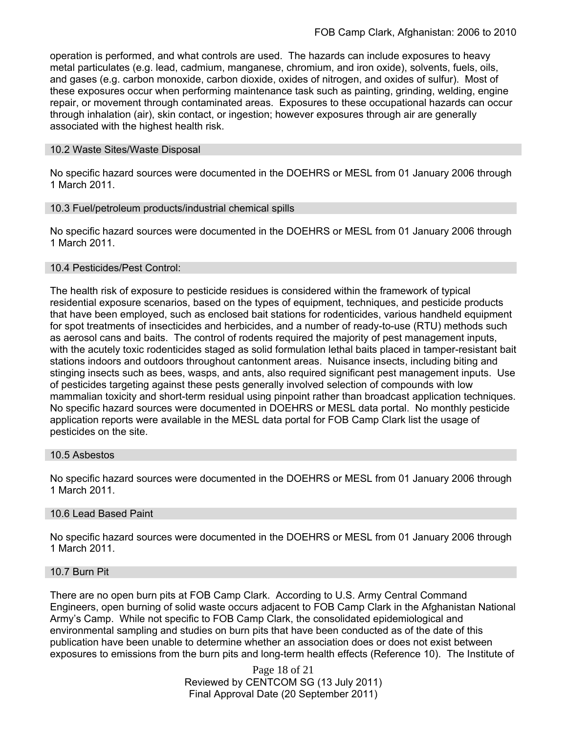operation is performed, and what controls are used. The hazards can include exposures to heavy metal particulates (e.g. lead, cadmium, manganese, chromium, and iron oxide), solvents, fuels, oils, and gases (e.g. carbon monoxide, carbon dioxide, oxides of nitrogen, and oxides of sulfur). Most of these exposures occur when performing maintenance task such as painting, grinding, welding, engine repair, or movement through contaminated areas. Exposures to these occupational hazards can occur through inhalation (air), skin contact, or ingestion; however exposures through air are generally associated with the highest health risk.

### 10.2 Waste Sites/Waste Disposal

No specific hazard sources were documented in the DOEHRS or MESL from 01 January 2006 through 1 March 2011.

### 10.3 Fuel/petroleum products/industrial chemical spills

No specific hazard sources were documented in the DOEHRS or MESL from 01 January 2006 through 1 March 2011.

### 10.4 Pesticides/Pest Control:

The health risk of exposure to pesticide residues is considered within the framework of typical residential exposure scenarios, based on the types of equipment, techniques, and pesticide products that have been employed, such as enclosed bait stations for rodenticides, various handheld equipment for spot treatments of insecticides and herbicides, and a number of ready-to-use (RTU) methods such as aerosol cans and baits. The control of rodents required the majority of pest management inputs, with the acutely toxic rodenticides staged as solid formulation lethal baits placed in tamper-resistant bait stations indoors and outdoors throughout cantonment areas. Nuisance insects, including biting and stinging insects such as bees, wasps, and ants, also required significant pest management inputs. Use of pesticides targeting against these pests generally involved selection of compounds with low mammalian toxicity and short-term residual using pinpoint rather than broadcast application techniques. No specific hazard sources were documented in DOEHRS or MESL data portal. No monthly pesticide application reports were available in the MESL data portal for FOB Camp Clark list the usage of pesticides on the site.

### 10.5 Asbestos

No specific hazard sources were documented in the DOEHRS or MESL from 01 January 2006 through 1 March 2011.

### 10.6 Lead Based Paint

No specific hazard sources were documented in the DOEHRS or MESL from 01 January 2006 through 1 March 2011.

### 10.7 Burn Pit

There are no open burn pits at FOB Camp Clark. According to U.S. Army Central Command Engineers, open burning of solid waste occurs adjacent to FOB Camp Clark in the Afghanistan National Army's Camp. While not specific to FOB Camp Clark, the consolidated epidemiological and environmental sampling and studies on burn pits that have been conducted as of the date of this publication have been unable to determine whether an association does or does not exist between exposures to emissions from the burn pits and long-term health effects (Reference 10). The Institute of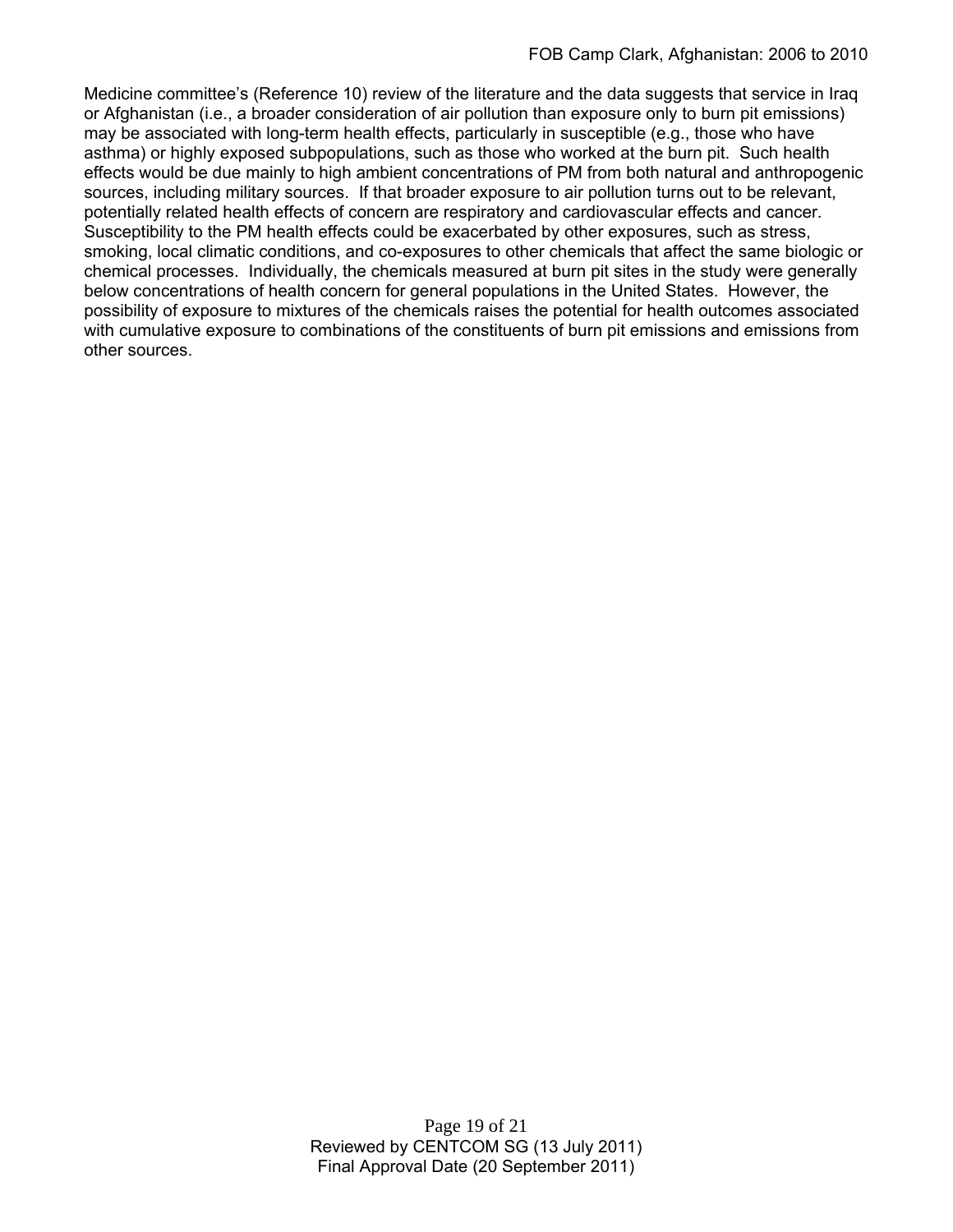Medicine committee's (Reference 10) review of the literature and the data suggests that service in Iraq or Afghanistan (i.e., a broader consideration of air pollution than exposure only to burn pit emissions) may be associated with long-term health effects, particularly in susceptible (e.g., those who have asthma) or highly exposed subpopulations, such as those who worked at the burn pit. Such health effects would be due mainly to high ambient concentrations of PM from both natural and anthropogenic sources, including military sources. If that broader exposure to air pollution turns out to be relevant, potentially related health effects of concern are respiratory and cardiovascular effects and cancer. Susceptibility to the PM health effects could be exacerbated by other exposures, such as stress, smoking, local climatic conditions, and co-exposures to other chemicals that affect the same biologic or chemical processes. Individually, the chemicals measured at burn pit sites in the study were generally below concentrations of health concern for general populations in the United States. However, the possibility of exposure to mixtures of the chemicals raises the potential for health outcomes associated with cumulative exposure to combinations of the constituents of burn pit emissions and emissions from other sources.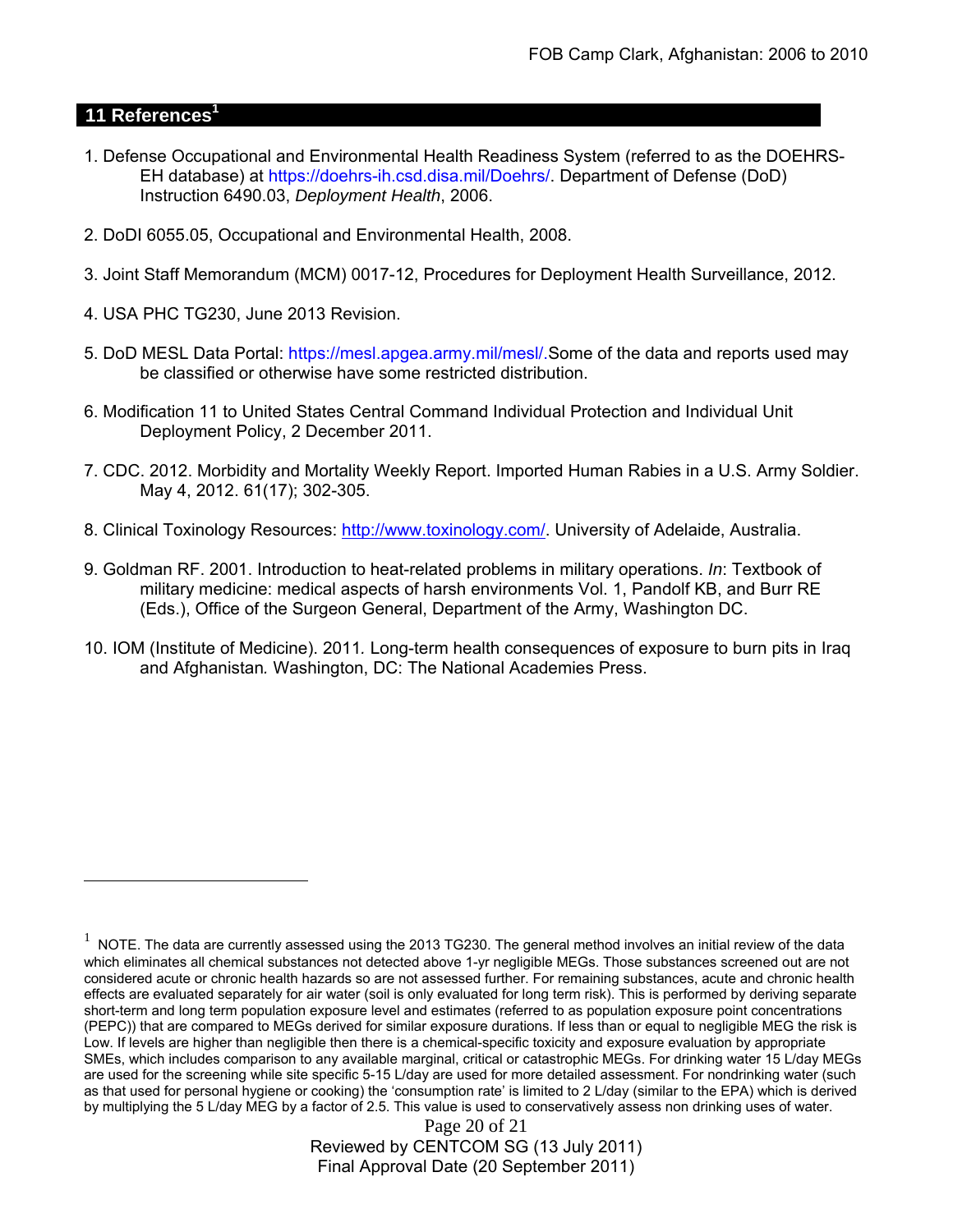## 11 References[1]

1. Defense Occupational and Environmental Health Readiness System (referred to as the DOEHRS-EH database) at https://doehrs-ih.csd.disa.mil/Doehrs/. Department of Defense (DoD) Instruction 6490.03, *Deployment Health*, 2006.

2. DoDI 6055.05, Occupational and Environmental Health, 2008.

3. Joint Staff Memorandum (MCM) 0017-12, Procedures for Deployment Health Surveillance, 2012.

4. USA PHC TG230, June 2013 Revision.

5. DoD MESL Data Portal: https://mesl.apgea.army.mil/mesl/.Some of the data and reports used may be classified or otherwise have some restricted distribution.

6. Modification 11 to United States Central Command Individual Protection and Individual Unit Deployment Policy, 2 December 2011.

7. CDC. 2012. Morbidity and Mortality Weekly Report. Imported Human Rabies in a U.S. Army Soldier. May 4, 2012. 61(17); 302-305.

8. Clinical Toxinology Resources: http://www.toxinology.com/. University of Adelaide, Australia.

9. Goldman RF. 2001. Introduction to heat-related problems in military operations. *In*: Textbook of military medicine: medical aspects of harsh environments Vol. 1, Pandolf KB, and Burr RE (Eds.), Office of the Surgeon General, Department of the Army, Washington DC.

10. IOM (Institute of Medicine). 2011*.* Long-term health consequences of exposure to burn pits in Iraq and Afghanistan*.* Washington, DC: The National Academies Press.

---

[1] NOTE. The data are currently assessed using the 2013 TG230. The general method involves an initial review of the data which eliminates all chemical substances not detected above 1-yr negligible MEGs. Those substances screened out are not considered acute or chronic health hazards so are not assessed further. For remaining substances, acute and chronic health effects are evaluated separately for air water (soil is only evaluated for long term risk). This is performed by deriving separate short-term and long term population exposure level and estimates (referred to as population exposure point concentrations (PEPC)) that are compared to MEGs derived for similar exposure durations. If less than or equal to negligible MEG the risk is Low. If levels are higher than negligible then there is a chemical-specific toxicity and exposure evaluation by appropriate SMEs, which includes comparison to any available marginal, critical or catastrophic MEGs. For drinking water 15 L/day MEGs are used for the screening while site specific 5-15 L/day are used for more detailed assessment. For nondrinking water (such as that used for personal hygiene or cooking) the 'consumption rate' is limited to 2 L/day (similar to the EPA) which is derived by multiplying the 5 L/day MEG by a factor of 2.5. This value is used to conservatively assess non drinking uses of water.

Reviewed by CENTCOM SG (13 July 2011)
Final Approval Date (20 September 2011)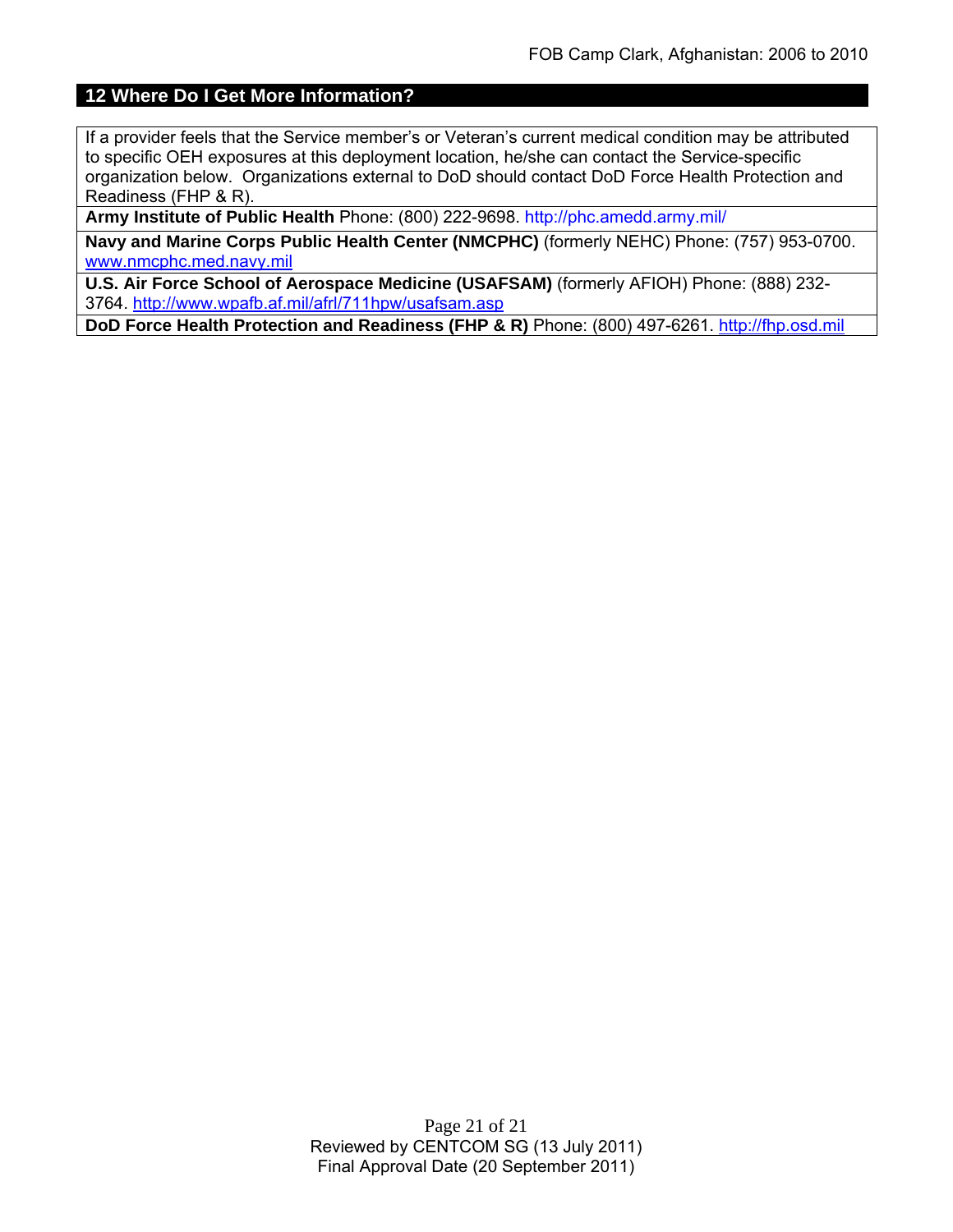## 12 Where Do I Get More Information?

| |
|---|
| If a provider feels that the Service member's or Veteran's current medical condition may be attributed to specific OEH exposures at this deployment location, he/she can contact the Service-specific organization below. Organizations external to DoD should contact DoD Force Health Protection and Readiness (FHP & R). |
| **Army Institute of Public Health** Phone: (800) 222-9698. http://phc.amedd.army.mil/ |
| **Navy and Marine Corps Public Health Center (NMCPHC)** (formerly NEHC) Phone: (757) 953-0700. www.nmcphc.med.navy.mil |
| **U.S. Air Force School of Aerospace Medicine (USAFSAM)** (formerly AFIOH) Phone: (888) 232-3764. http://www.wpafb.af.mil/afrl/711hpw/usafsam.asp |
| **DoD Force Health Protection and Readiness (FHP & R)** Phone: (800) 497-6261. http://fhp.osd.mil |

Reviewed by CENTCOM SG (13 July 2011)
Final Approval Date (20 September 2011)